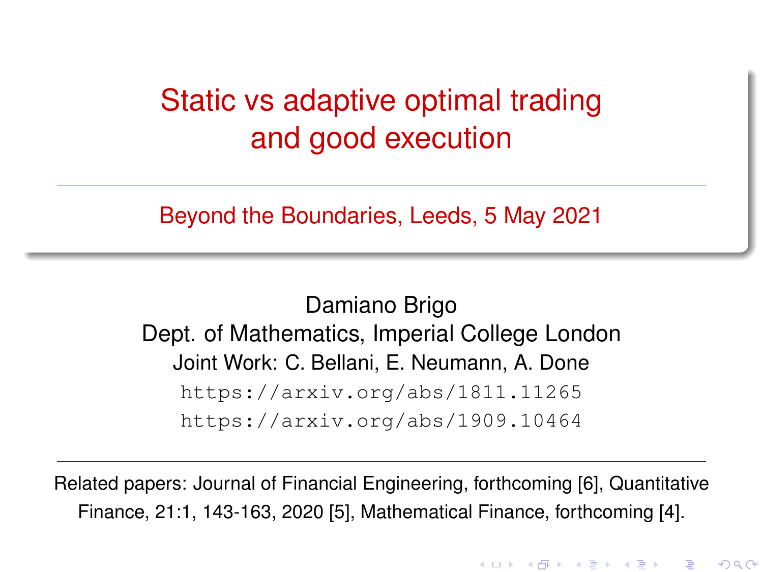# Static vs adaptive optimal trading and good execution

Beyond the Boundaries, Leeds, 5 May 2021

Damiano Brigo

Dept. of Mathematics, Imperial College London

Joint Work: C. Bellani, E. Neumann, A. Done

https://arxiv.org/abs/1811.11265

https://arxiv.org/abs/1909.10464

Related papers: Journal of Financial Engineering, forthcoming [6], Quantitative Finance, 21:1, 143-163, 2020 [5], Mathematical Finance, forthcoming [4].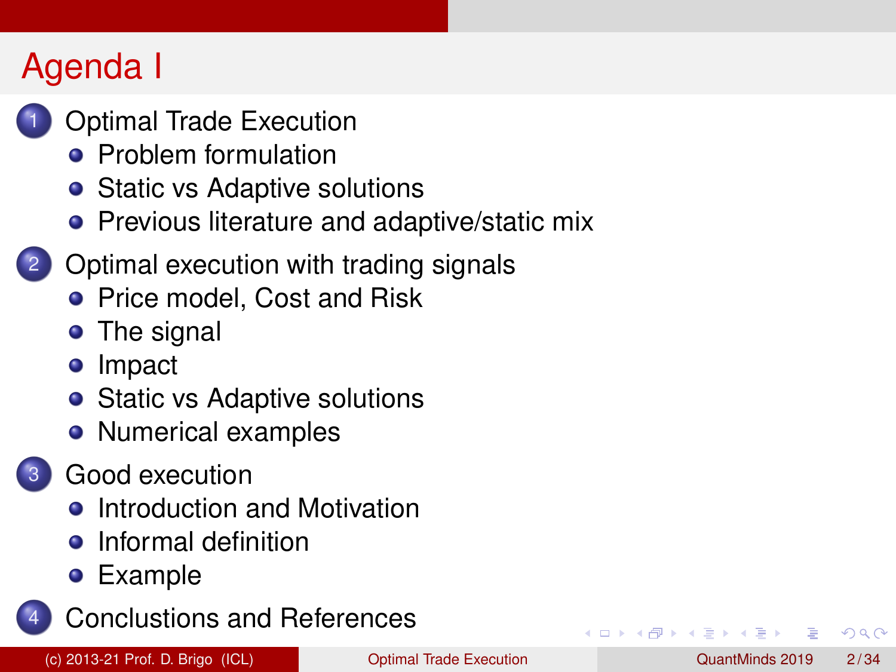# Agenda I

1. Optimal Trade Execution
   - Problem formulation
   - Static vs Adaptive solutions
   - Previous literature and adaptive/static mix
2. Optimal execution with trading signals
   - Price model, Cost and Risk
   - The signal
   - Impact
   - Static vs Adaptive solutions
   - Numerical examples
3. Good execution
   - Introduction and Motivation
   - Informal definition
   - Example
4. Conclustions and References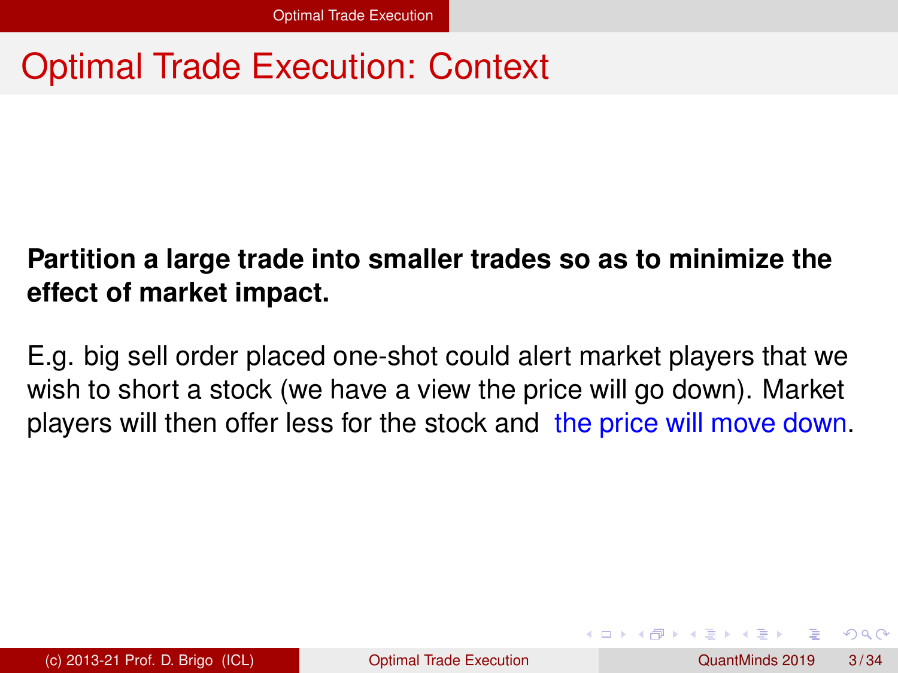# Optimal Trade Execution: Context

**Partition a large trade into smaller trades so as to minimize the effect of market impact.**

E.g. big sell order placed one-shot could alert market players that we wish to short a stock (we have a view the price will go down). Market players will then offer less for the stock and the price will move down.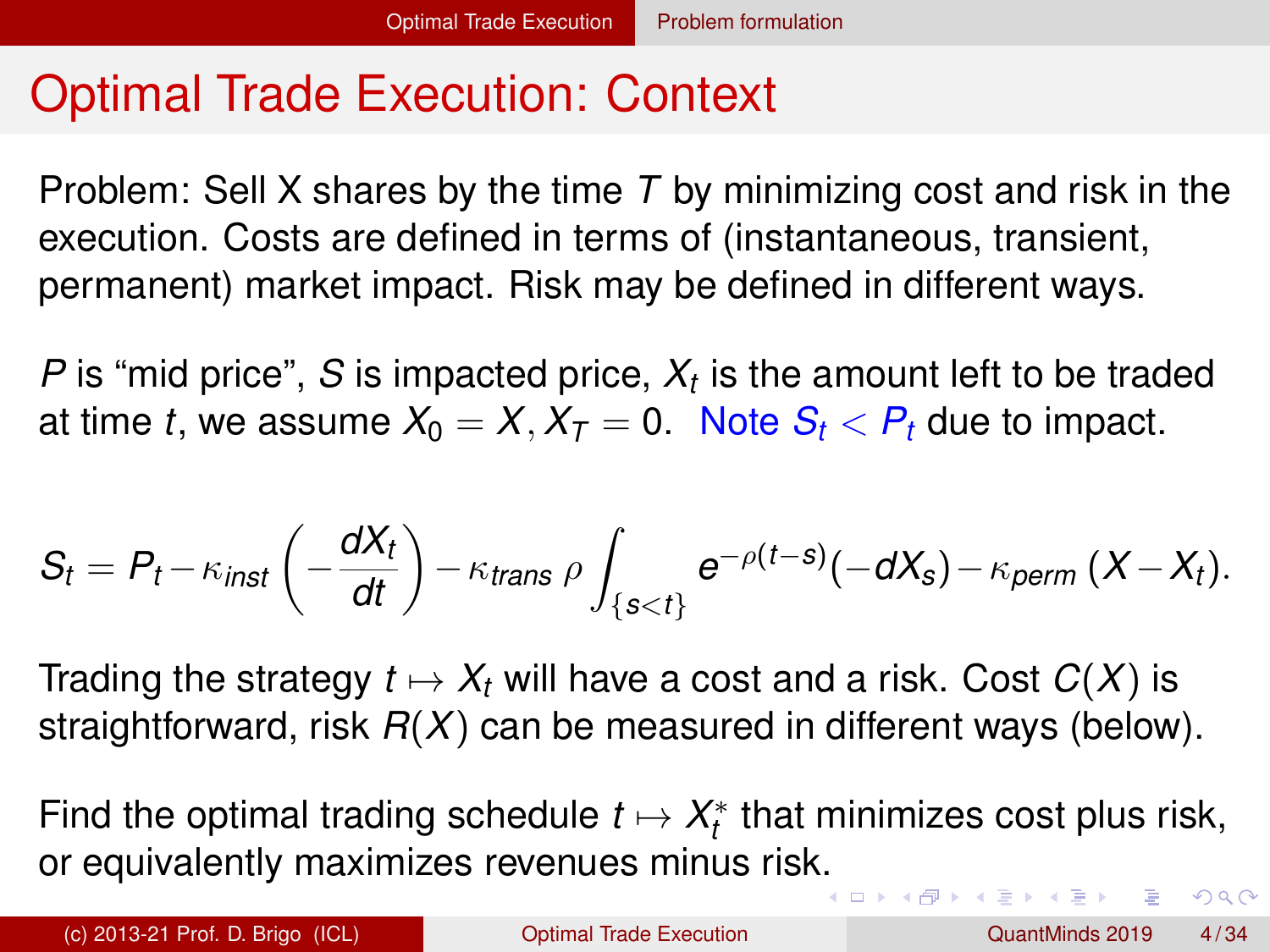# Optimal Trade Execution: Context

Problem: Sell X shares by the time $T$ by minimizing cost and risk in the execution. Costs are defined in terms of (instantaneous, transient, permanent) market impact. Risk may be defined in different ways.

$P$ is "mid price", $S$ is impacted price, $X_t$ is the amount left to be traded at time $t$, we assume $X_0 = X, X_T = 0$. Note $S_t < P_t$ due to impact.

$$S_t = P_t - \kappa_{inst}\left(-\frac{dX_t}{dt}\right) - \kappa_{trans}\,\rho\int_{\{s<t\}} e^{-\rho(t-s)}(-dX_s) - \kappa_{perm}\,(X - X_t).$$

Trading the strategy $t \mapsto X_t$ will have a cost and a risk. Cost $C(X)$ is straightforward, risk $R(X)$ can be measured in different ways (below).

Find the optimal trading schedule $t \mapsto X_t^*$ that minimizes cost plus risk, or equivalently maximizes revenues minus risk.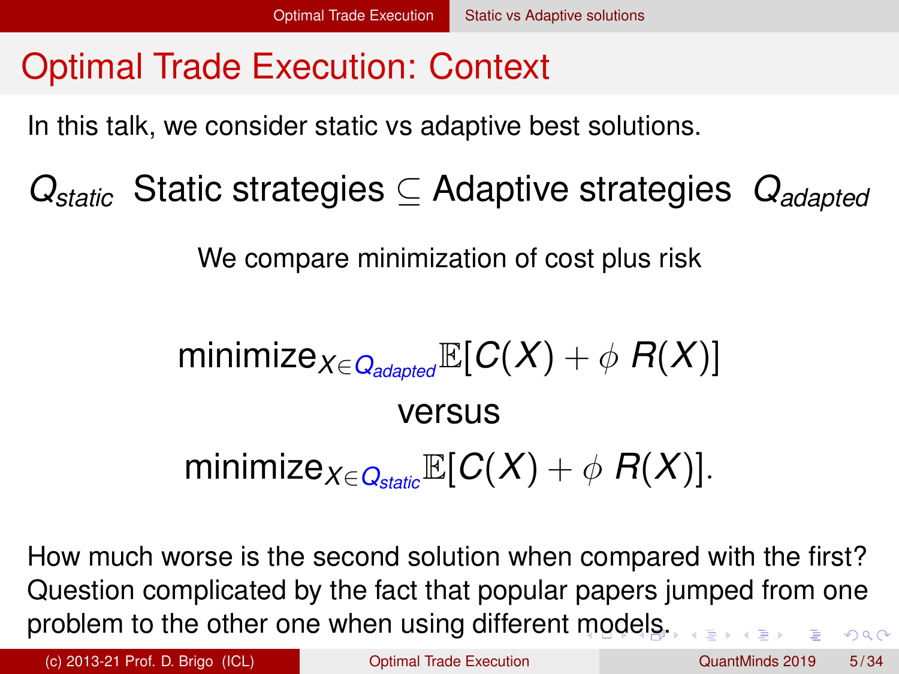# Optimal Trade Execution: Context

In this talk, we consider static vs adaptive best solutions.

$Q_{static}$ Static strategies $\subseteq$ Adaptive strategies $Q_{adapted}$

We compare minimization of cost plus risk

$$\text{minimize}_{X \in Q_{adapted}} \mathbb{E}[C(X) + \phi \; R(X)]$$

versus

$$\text{minimize}_{X \in Q_{static}} \mathbb{E}[C(X) + \phi \; R(X)].$$

How much worse is the second solution when compared with the first? Question complicated by the fact that popular papers jumped from one problem to the other one when using different models.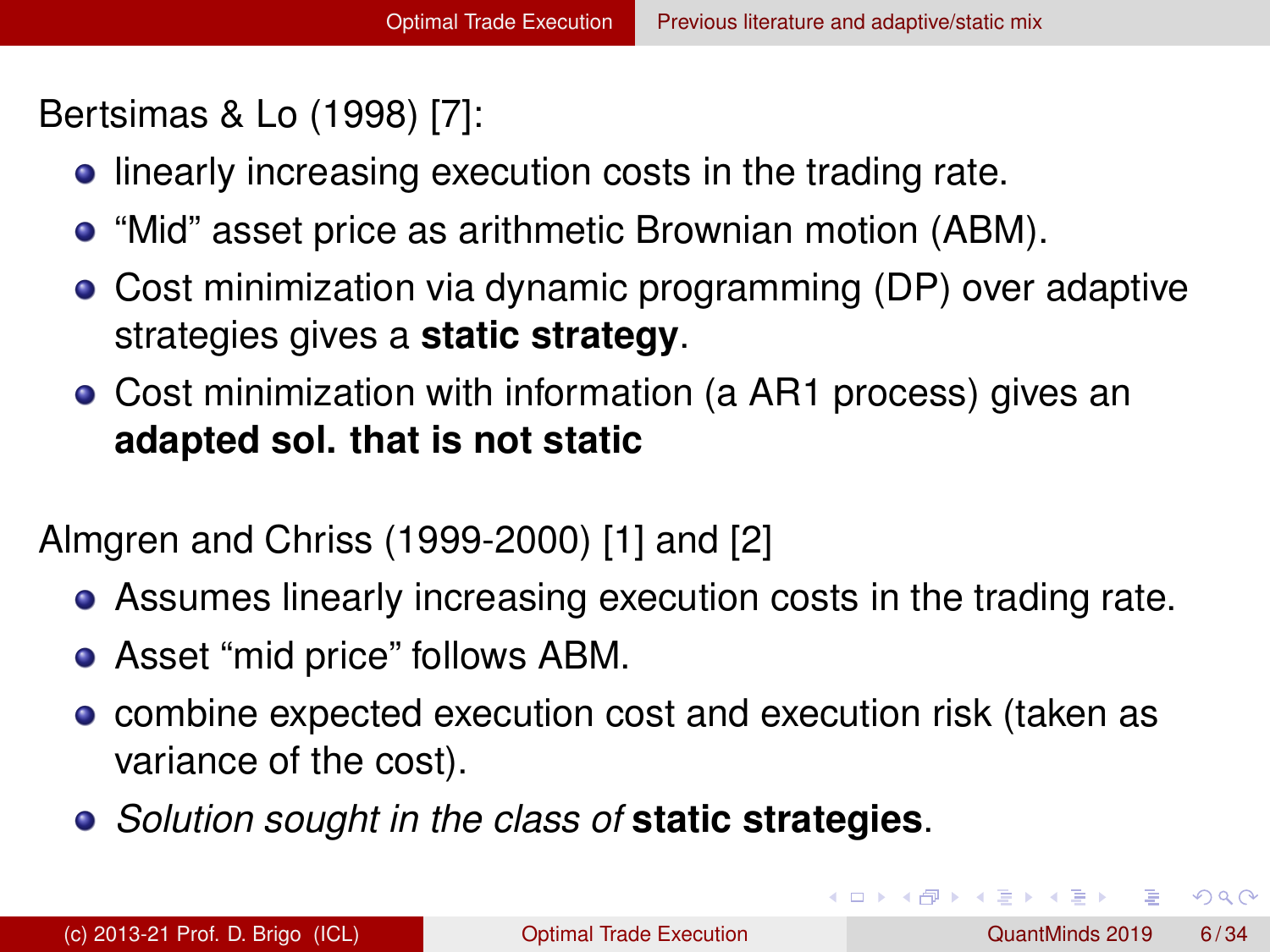Bertsimas & Lo (1998) [7]:

- linearly increasing execution costs in the trading rate.
- "Mid" asset price as arithmetic Brownian motion (ABM).
- Cost minimization via dynamic programming (DP) over adaptive strategies gives a **static strategy**.
- Cost minimization with information (a AR1 process) gives an **adapted sol. that is not static**

Almgren and Chriss (1999-2000) [1] and [2]

- Assumes linearly increasing execution costs in the trading rate.
- Asset "mid price" follows ABM.
- combine expected execution cost and execution risk (taken as variance of the cost).
- *Solution sought in the class of* **static strategies**.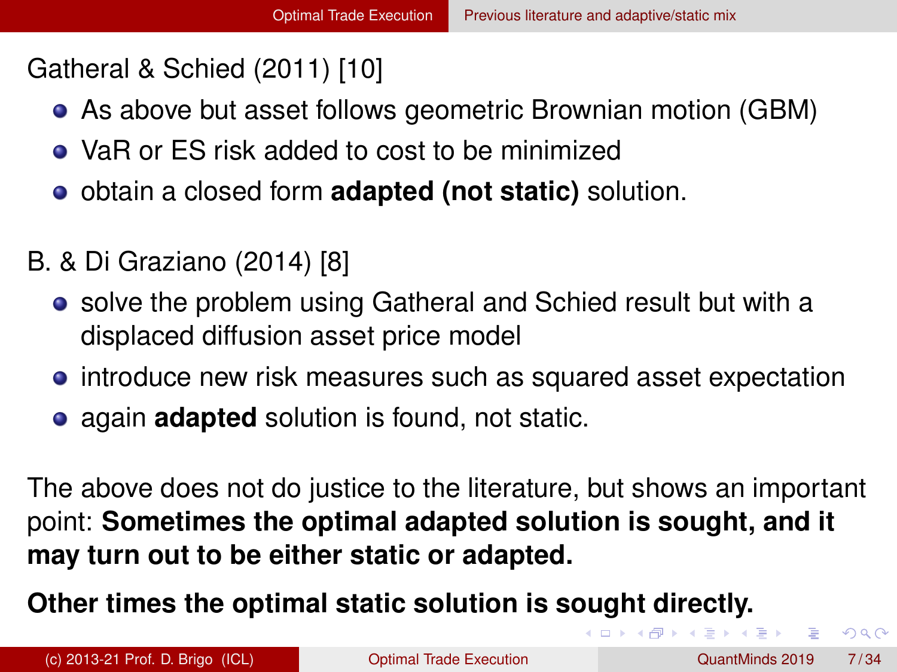Gatheral & Schied (2011) [10]

- As above but asset follows geometric Brownian motion (GBM)
- VaR or ES risk added to cost to be minimized
- obtain a closed form **adapted (not static)** solution.

B. & Di Graziano (2014) [8]

- solve the problem using Gatheral and Schied result but with a displaced diffusion asset price model
- introduce new risk measures such as squared asset expectation
- again **adapted** solution is found, not static.

The above does not do justice to the literature, but shows an important point: **Sometimes the optimal adapted solution is sought, and it may turn out to be either static or adapted.**

**Other times the optimal static solution is sought directly.**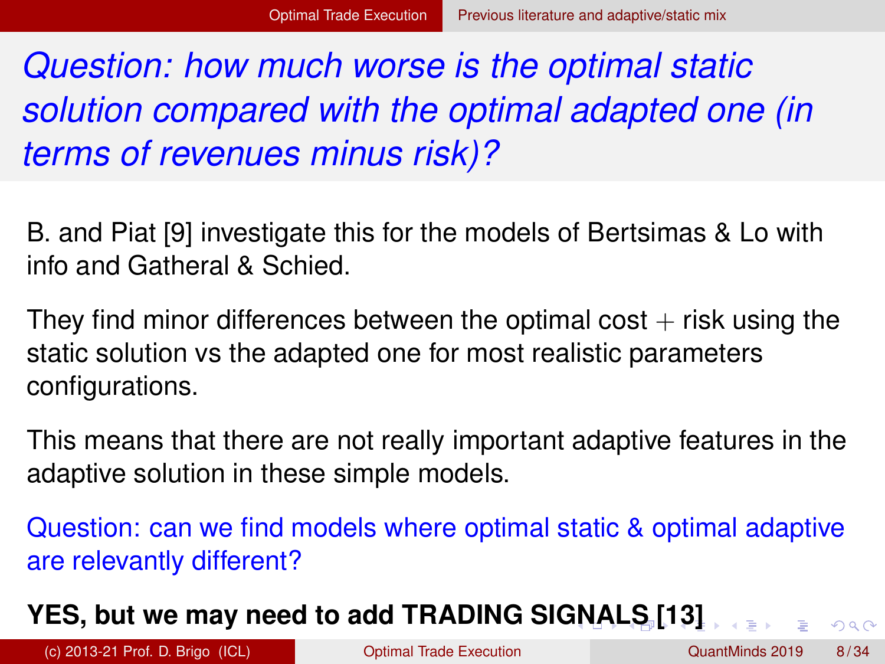## *Question: how much worse is the optimal static solution compared with the optimal adapted one (in terms of revenues minus risk)?*

B. and Piat [9] investigate this for the models of Bertsimas & Lo with info and Gatheral & Schied.

They find minor differences between the optimal cost + risk using the static solution vs the adapted one for most realistic parameters configurations.

This means that there are not really important adaptive features in the adaptive solution in these simple models.

Question: can we find models where optimal static & optimal adaptive are relevantly different?

**YES, but we may need to add TRADING SIGNALS [13]**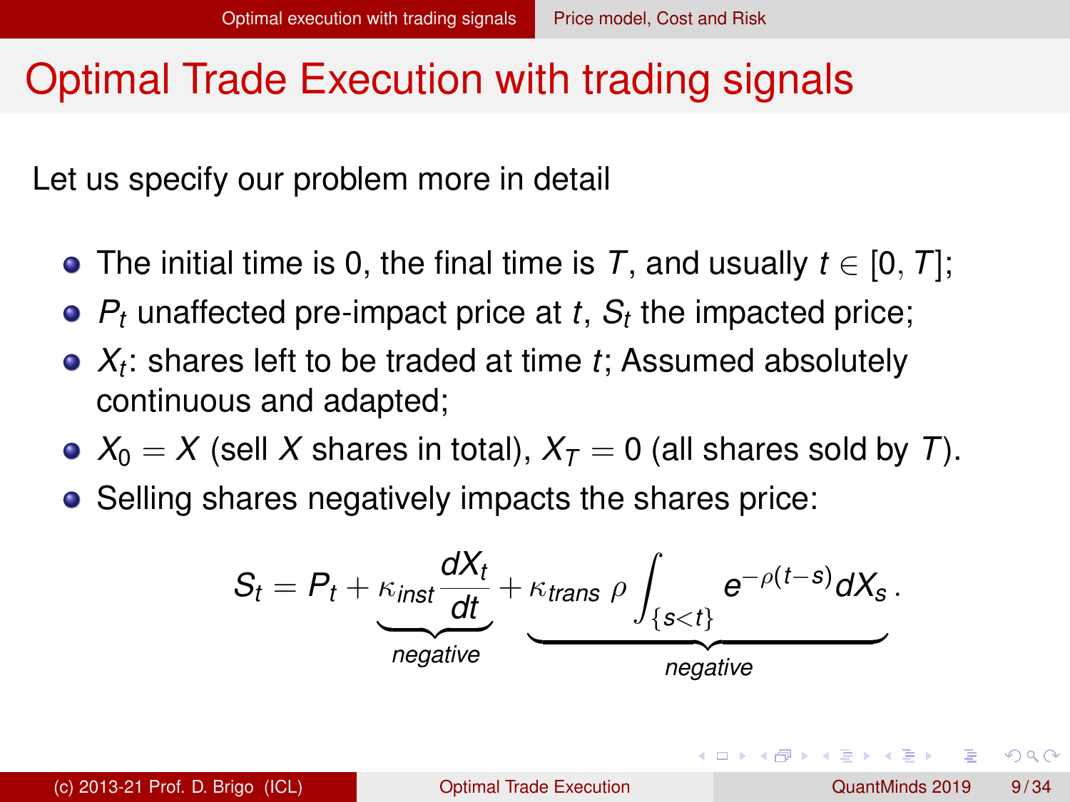# Optimal Trade Execution with trading signals

Let us specify our problem more in detail

- The initial time is 0, the final time is $T$, and usually $t \in [0, T]$;
- $P_t$ unaffected pre-impact price at $t$, $S_t$ the impacted price;
- $X_t$: shares left to be traded at time $t$; Assumed absolutely continuous and adapted;
- $X_0 = X$ (sell $X$ shares in total), $X_T = 0$ (all shares sold by $T$).
- Selling shares negatively impacts the shares price:

$$S_t = P_t + \underbrace{\kappa_{inst} \frac{dX_t}{dt}}_{negative} + \underbrace{\kappa_{trans}\ \rho \int_{\{s<t\}} e^{-\rho(t-s)} dX_s}_{negative} .$$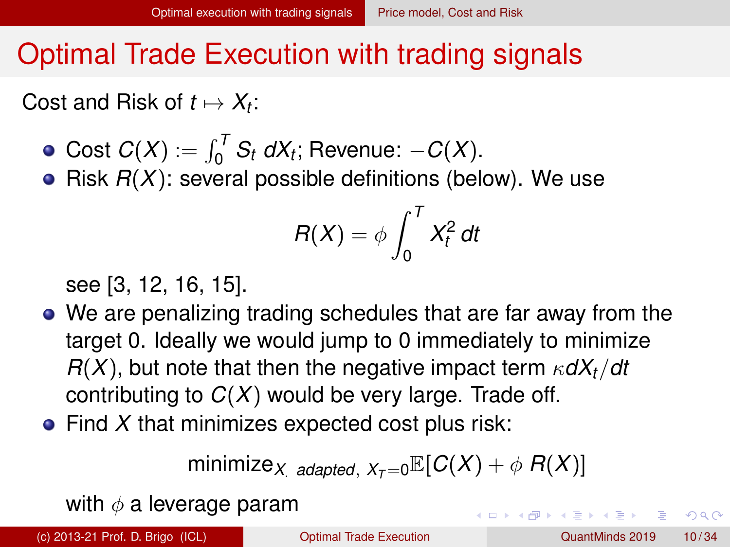# Optimal Trade Execution with trading signals

Cost and Risk of $t \mapsto X_t$:

- Cost $C(X) := \int_0^T S_t \, dX_t$; Revenue: $-C(X)$.
- Risk $R(X)$: several possible definitions (below). We use

$$R(X) = \phi \int_0^T X_t^2 \, dt$$

see [3, 12, 16, 15].

- We are penalizing trading schedules that are far away from the target 0. Ideally we would jump to 0 immediately to minimize $R(X)$, but note that then the negative impact term $\kappa dX_t/dt$ contributing to $C(X)$ would be very large. Trade off.
- Find $X$ that minimizes expected cost plus risk:

$$\text{minimize}_{X_\cdot \ adapted, \ X_T = 0} \mathbb{E}[C(X) + \phi \ R(X)]$$

with $\phi$ a leverage param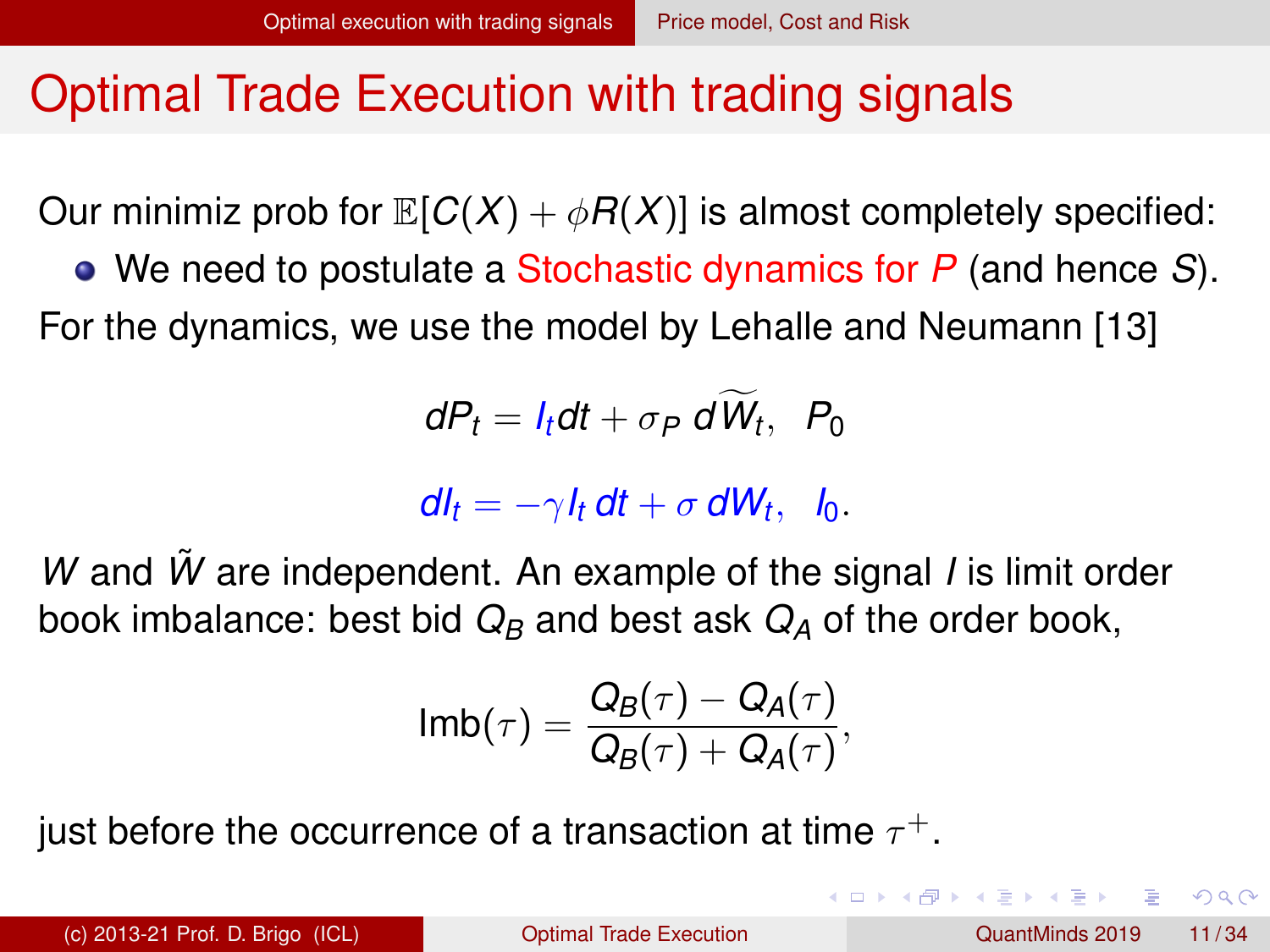# Optimal Trade Execution with trading signals

Our minimiz prob for $\mathbb{E}[C(X) + \phi R(X)]$ is almost completely specified:

- We need to postulate a Stochastic dynamics for $P$ (and hence $S$).

For the dynamics, we use the model by Lehalle and Neumann [13]

$$dP_t = I_t dt + \sigma_P \, d\widetilde{W}_t, \quad P_0$$

$$dI_t = -\gamma I_t \, dt + \sigma \, dW_t, \quad I_0.$$

$W$ and $\tilde{W}$ are independent. An example of the signal $I$ is limit order book imbalance: best bid $Q_B$ and best ask $Q_A$ of the order book,

$$\text{Imb}(\tau) = \frac{Q_B(\tau) - Q_A(\tau)}{Q_B(\tau) + Q_A(\tau)},$$

just before the occurrence of a transaction at time $\tau^+$.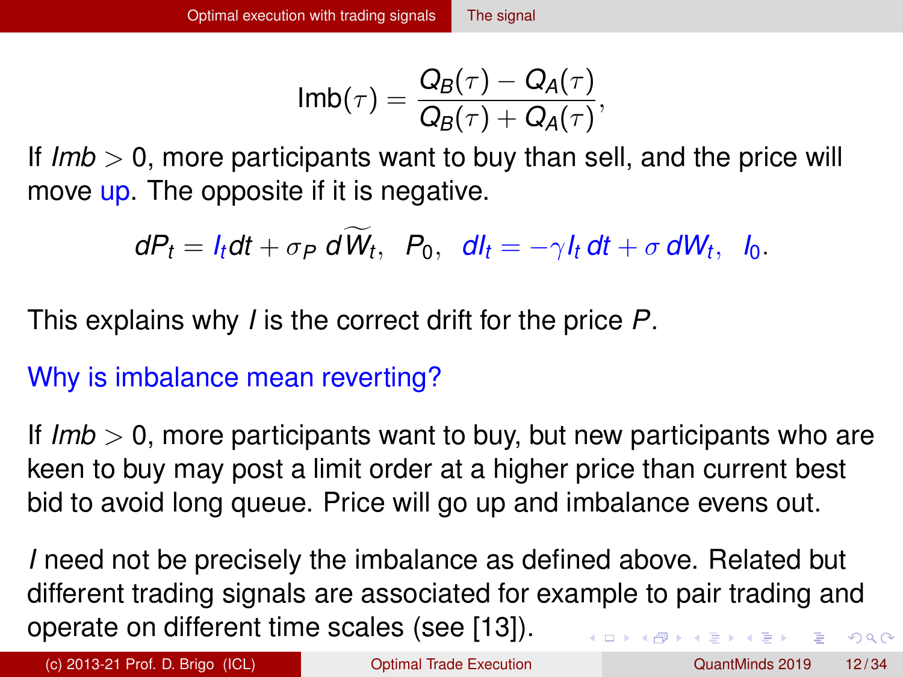$$\text{Imb}(\tau) = \frac{Q_B(\tau) - Q_A(\tau)}{Q_B(\tau) + Q_A(\tau)},$$

If $Imb > 0$, more participants want to buy than sell, and the price will move up. The opposite if it is negative.

$$dP_t = I_t dt + \sigma_P \, d\widetilde{W}_t, \quad P_0, \quad dI_t = -\gamma I_t \, dt + \sigma \, dW_t, \quad I_0.$$

This explains why $I$ is the correct drift for the price $P$.

Why is imbalance mean reverting?

If $Imb > 0$, more participants want to buy, but new participants who are keen to buy may post a limit order at a higher price than current best bid to avoid long queue. Price will go up and imbalance evens out.

$I$ need not be precisely the imbalance as defined above. Related but different trading signals are associated for example to pair trading and operate on different time scales (see [13]).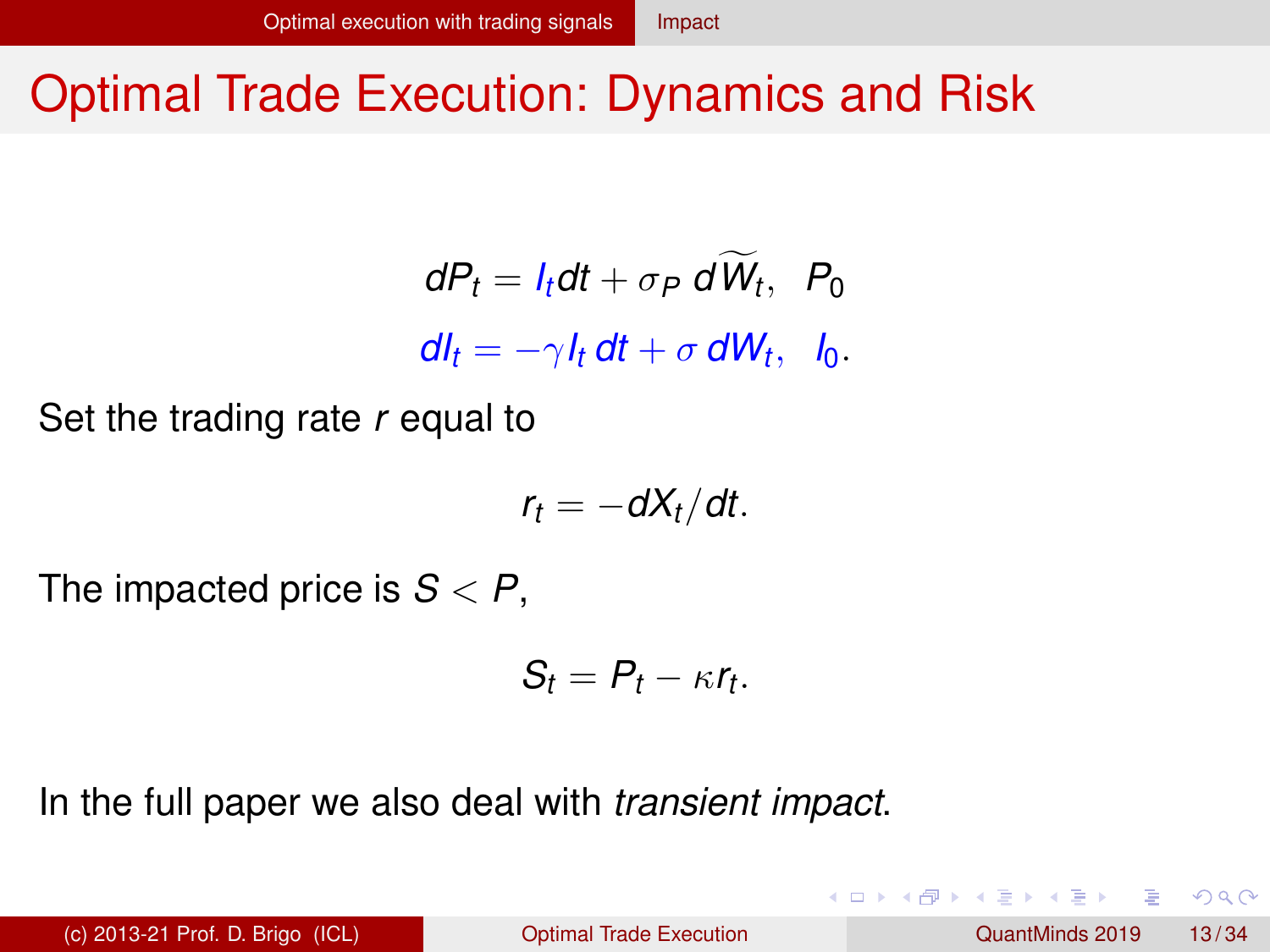# Optimal Trade Execution: Dynamics and Risk

$$dP_t = I_t dt + \sigma_P \, d\widetilde{W}_t, \quad P_0$$

$$dI_t = -\gamma I_t \, dt + \sigma \, dW_t, \quad I_0.$$

Set the trading rate $r$ equal to

$$r_t = -dX_t/dt.$$

The impacted price is $S < P$,

$$S_t = P_t - \kappa r_t.$$

In the full paper we also deal with *transient impact*.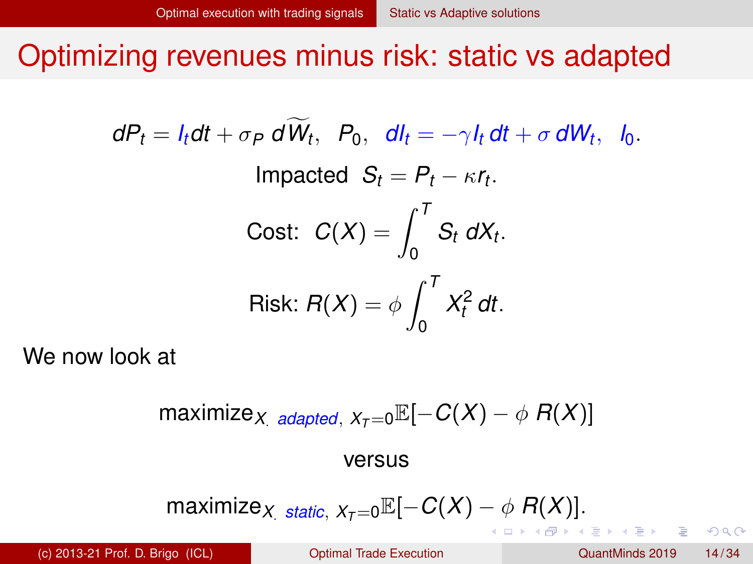# Optimizing revenues minus risk: static vs adapted

$$dP_t = I_t dt + \sigma_P \, d\widetilde{W}_t, \quad P_0, \quad dI_t = -\gamma I_t \, dt + \sigma \, dW_t, \quad I_0.$$

$$\text{Impacted } \; S_t = P_t - \kappa r_t.$$

$$\text{Cost: } \; C(X) = \int_0^T S_t \, dX_t.$$

$$\text{Risk: } R(X) = \phi \int_0^T X_t^2 \, dt.$$

We now look at

$$\text{maximize}_{X_\cdot \text{ adapted}, \; X_T = 0} \mathbb{E}[-C(X) - \phi \, R(X)]$$

versus

$$\text{maximize}_{X_\cdot \text{ static}, \; X_T = 0} \mathbb{E}[-C(X) - \phi \, R(X)].$$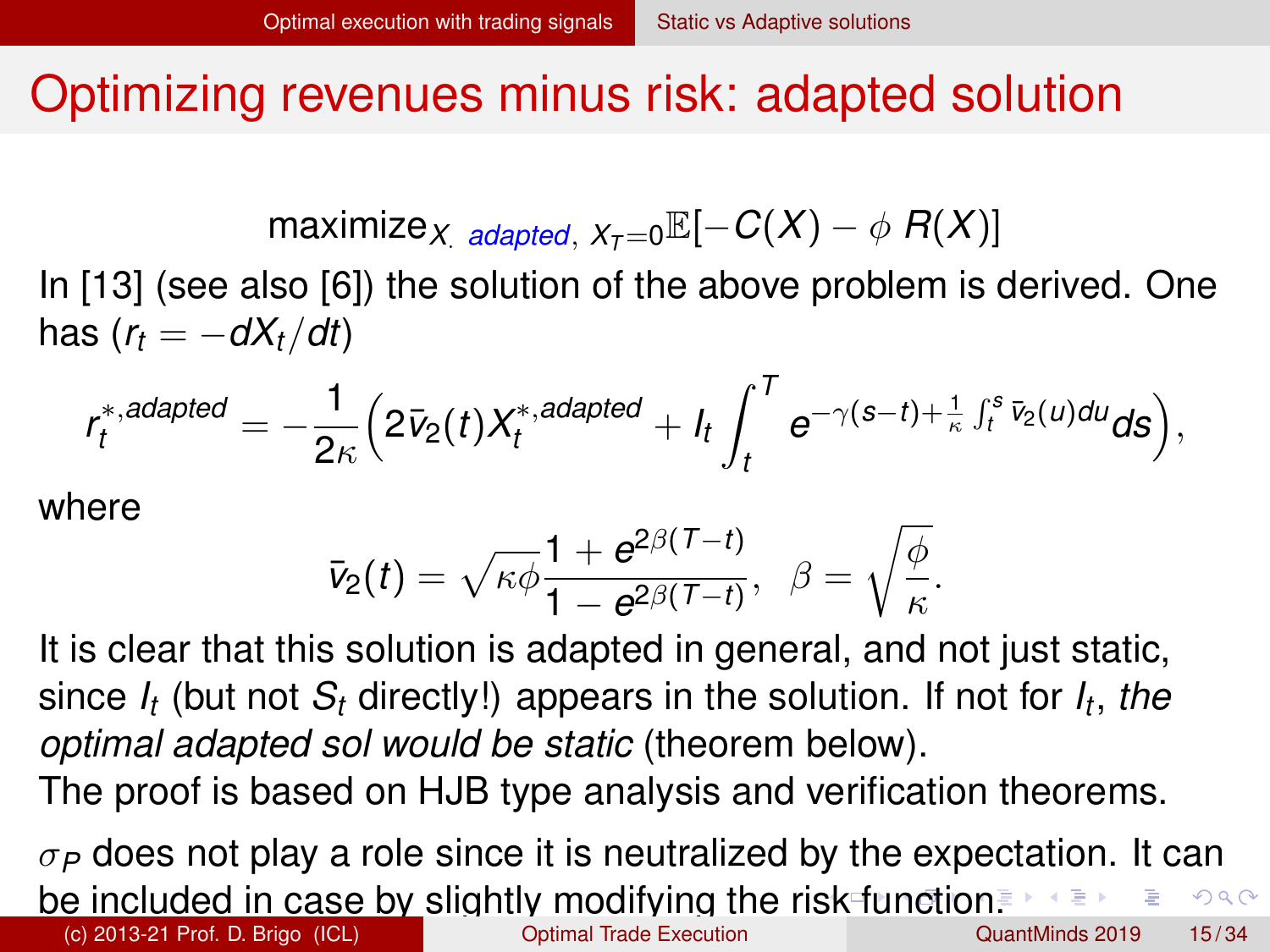# Optimizing revenues minus risk: adapted solution

$$\text{maximize}_{X_{\cdot}\ \textit{adapted},\ X_T=0}\mathbb{E}[-C(X) - \phi\, R(X)]$$

In [13] (see also [6]) the solution of the above problem is derived. One has ($r_t = -dX_t/dt$)

$$r_t^{*,adapted} = -\frac{1}{2\kappa}\Big(2\bar{v}_2(t)X_t^{*,adapted} + I_t\int_t^T e^{-\gamma(s-t)+\frac{1}{\kappa}\int_t^s \bar{v}_2(u)du}ds\Big),$$

where

$$\bar{v}_2(t) = \sqrt{\kappa\phi}\frac{1+e^{2\beta(T-t)}}{1-e^{2\beta(T-t)}},\quad \beta = \sqrt{\frac{\phi}{\kappa}}.$$

It is clear that this solution is adapted in general, and not just static, since $I_t$ (but not $S_t$ directly!) appears in the solution. If not for $I_t$, *the optimal adapted sol would be static* (theorem below).

The proof is based on HJB type analysis and verification theorems.

$\sigma_P$ does not play a role since it is neutralized by the expectation. It can be included in case by slightly modifying the risk function.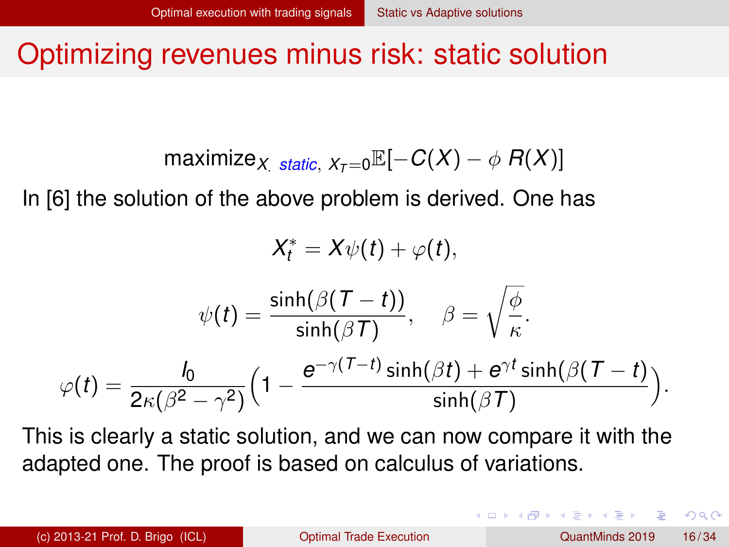# Optimizing revenues minus risk: static solution

$$\text{maximize}_{X_{\cdot}\ \textit{static},\ X_T=0}\mathbb{E}[-C(X) - \phi\, R(X)]$$

In [6] the solution of the above problem is derived. One has

$$X_t^* = X\psi(t) + \varphi(t),$$

$$\psi(t) = \frac{\sinh(\beta(T-t))}{\sinh(\beta T)}, \quad \beta = \sqrt{\frac{\phi}{\kappa}}.$$

$$\varphi(t) = \frac{I_0}{2\kappa(\beta^2 - \gamma^2)}\Big(1 - \frac{e^{-\gamma(T-t)}\sinh(\beta t) + e^{\gamma t}\sinh(\beta(T-t))}{\sinh(\beta T)}\Big).$$

This is clearly a static solution, and we can now compare it with the adapted one. The proof is based on calculus of variations.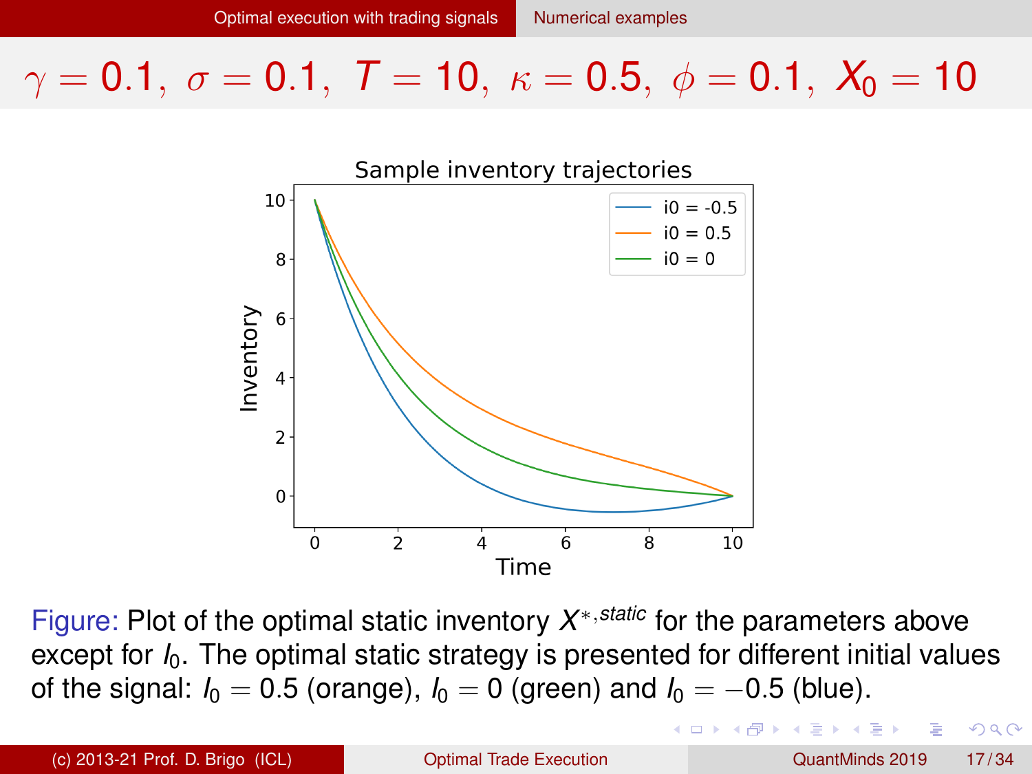## $\gamma = 0.1,\ \sigma = 0.1,\ T = 10,\ \kappa = 0.5,\ \phi = 0.1,\ X_0 = 10$

Figure: Plot of the optimal static inventory $X^{*,static}$ for the parameters above except for $I_0$. The optimal static strategy is presented for different initial values of the signal: $I_0 = 0.5$ (orange), $I_0 = 0$ (green) and $I_0 = -0.5$ (blue).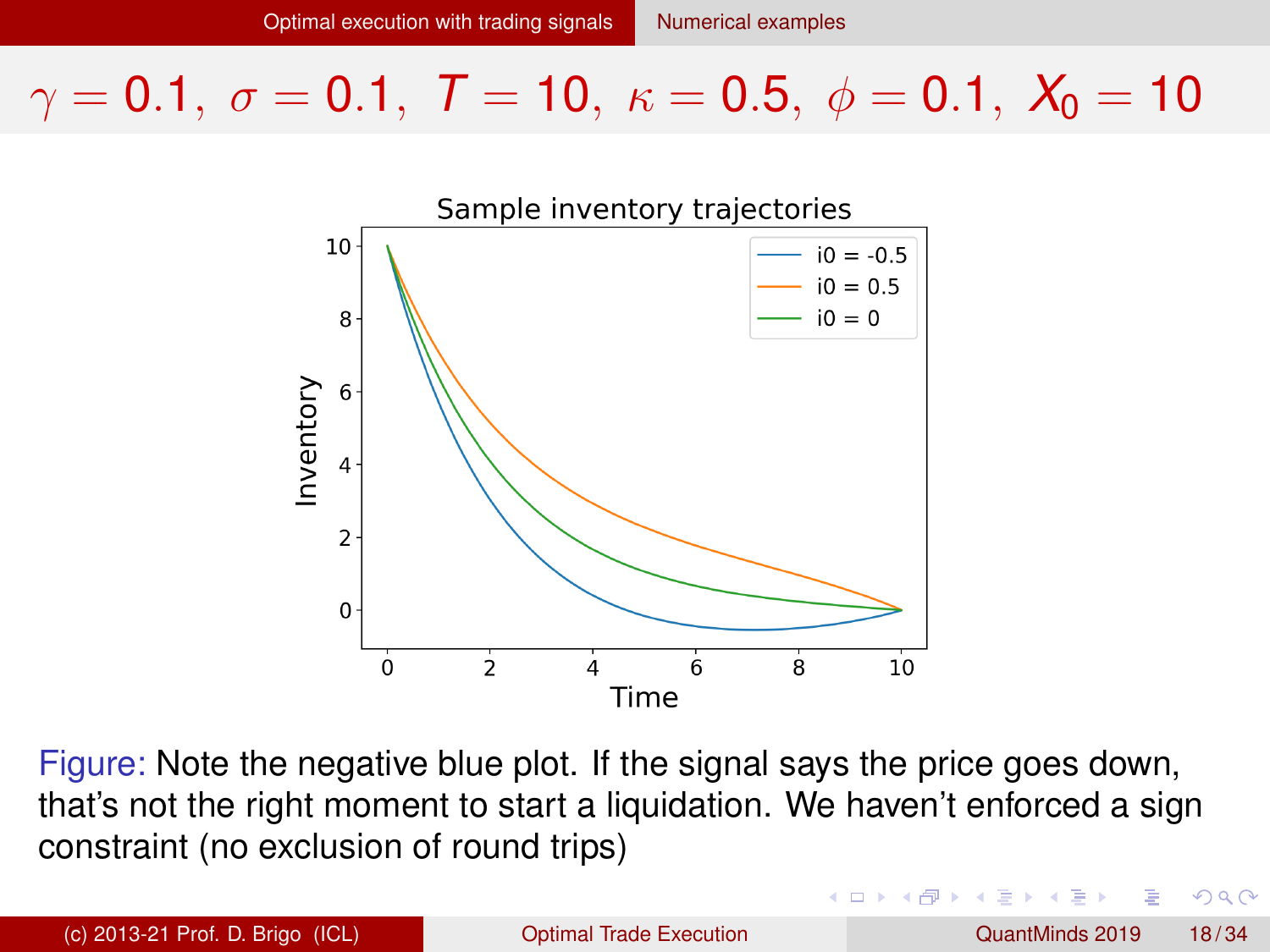# $\gamma = 0.1, \ \sigma = 0.1, \ T = 10, \ \kappa = 0.5, \ \phi = 0.1, \ X_0 = 10$

Figure: Note the negative blue plot. If the signal says the price goes down, that's not the right moment to start a liquidation. We haven't enforced a sign constraint (no exclusion of round trips)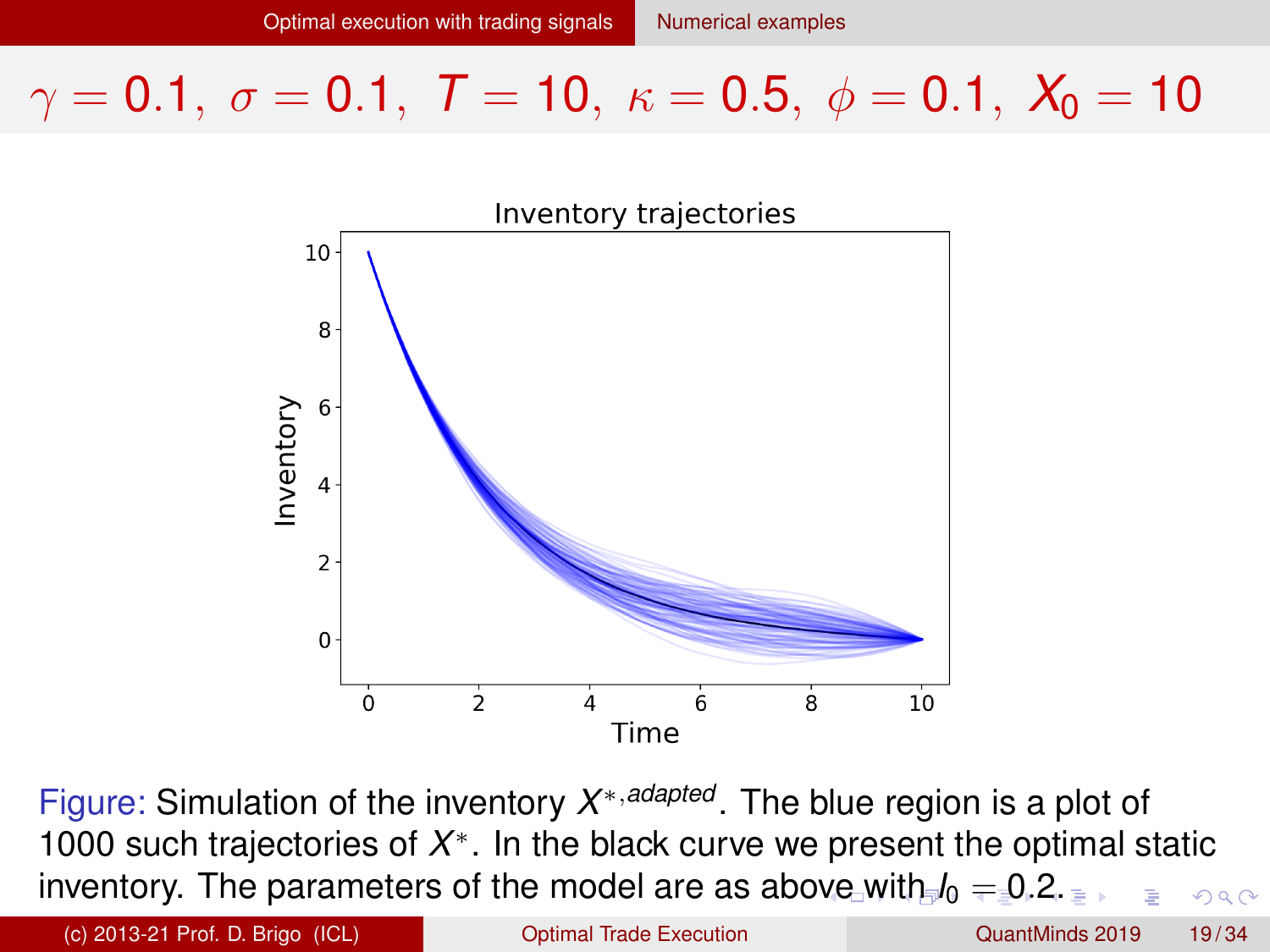# $\gamma = 0.1,\ \sigma = 0.1,\ T = 10,\ \kappa = 0.5,\ \phi = 0.1,\ X_0 = 10$

Figure: Simulation of the inventory $X^{*,adapted}$. The blue region is a plot of 1000 such trajectories of $X^*$. In the black curve we present the optimal static inventory. The parameters of the model are as above with $I_0 = 0.2$.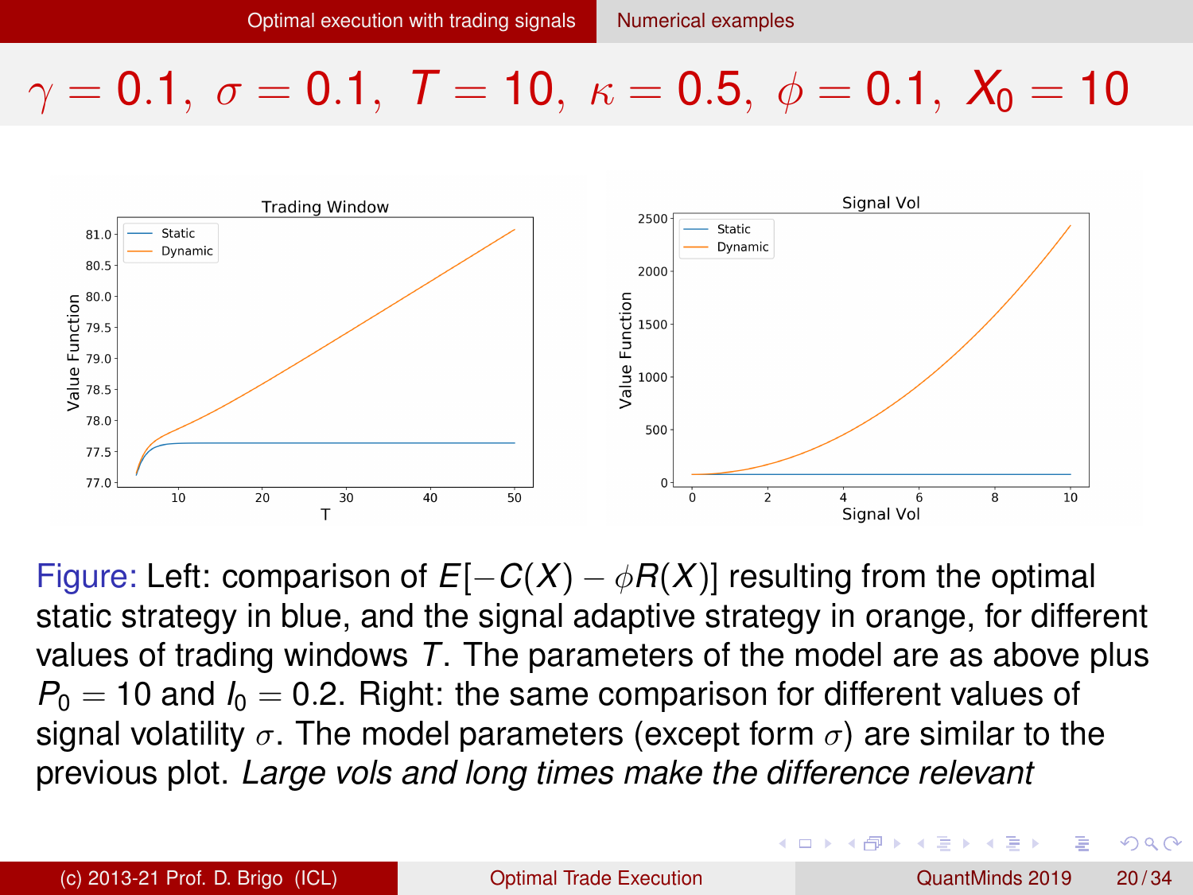# $\gamma = 0.1,\ \sigma = 0.1,\ T = 10,\ \kappa = 0.5,\ \phi = 0.1,\ X_0 = 10$

Figure: Left: comparison of $E[-C(X) - \phi R(X)]$ resulting from the optimal static strategy in blue, and the signal adaptive strategy in orange, for different values of trading windows $T$. The parameters of the model are as above plus $P_0 = 10$ and $I_0 = 0.2$. Right: the same comparison for different values of signal volatility $\sigma$. The model parameters (except form $\sigma$) are similar to the previous plot. *Large vols and long times make the difference relevant*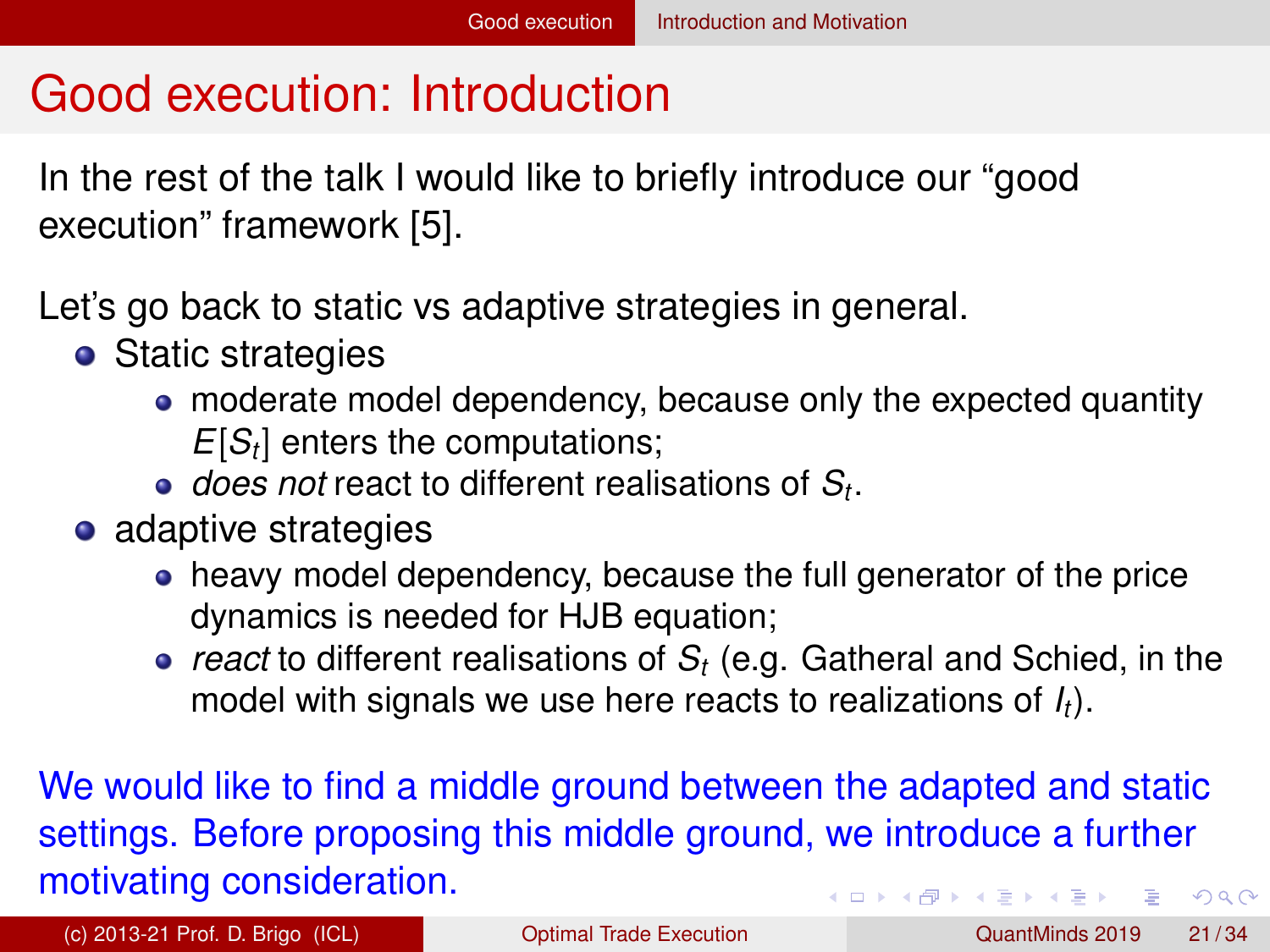# Good execution: Introduction

In the rest of the talk I would like to briefly introduce our “good execution” framework [5].

Let’s go back to static vs adaptive strategies in general.

- Static strategies
  - moderate model dependency, because only the expected quantity $E[S_t]$ enters the computations;
  - *does not* react to different realisations of $S_t$.
- adaptive strategies
  - heavy model dependency, because the full generator of the price dynamics is needed for HJB equation;
  - *react* to different realisations of $S_t$ (e.g. Gatheral and Schied, in the model with signals we use here reacts to realizations of $I_t$).

We would like to find a middle ground between the adapted and static settings. Before proposing this middle ground, we introduce a further motivating consideration.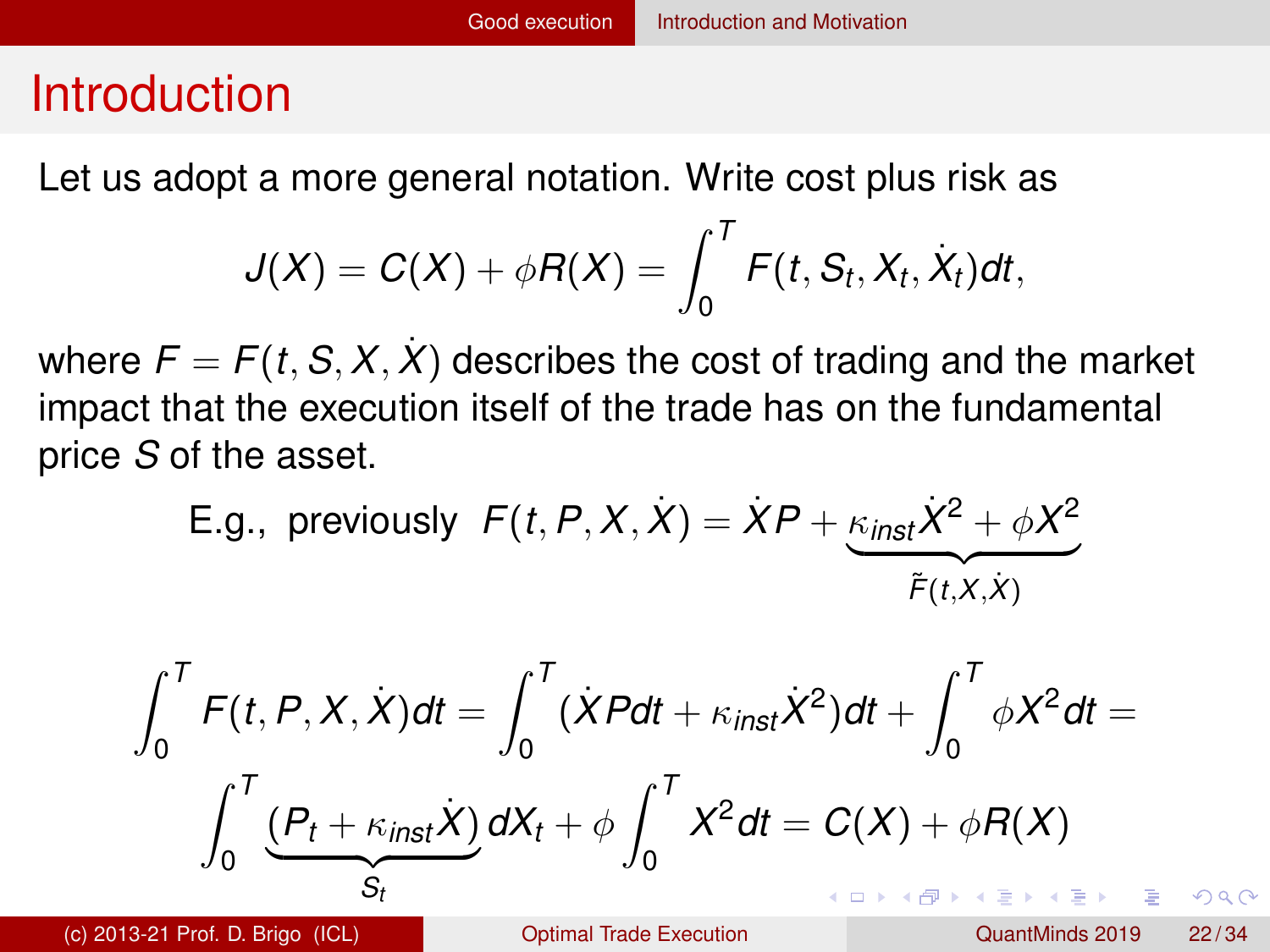# Introduction

Let us adopt a more general notation. Write cost plus risk as

$$J(X) = C(X) + \phi R(X) = \int_0^T F(t, S_t, X_t, \dot{X}_t) dt,$$

where $F = F(t, S, X, \dot{X})$ describes the cost of trading and the market impact that the execution itself of the trade has on the fundamental price $S$ of the asset.

$$\text{E.g., previously } F(t, P, X, \dot{X}) = \dot{X} P + \underbrace{\kappa_{inst} \dot{X}^2 + \phi X^2}_{\tilde{F}(t, X, \dot{X})}$$

$$\int_0^T F(t, P, X, \dot{X}) dt = \int_0^T (\dot{X} P dt + \kappa_{inst} \dot{X}^2) dt + \int_0^T \phi X^2 dt =$$

$$\int_0^T \underbrace{(P_t + \kappa_{inst} \dot{X})}_{S_t} dX_t + \phi \int_0^T X^2 dt = C(X) + \phi R(X)$$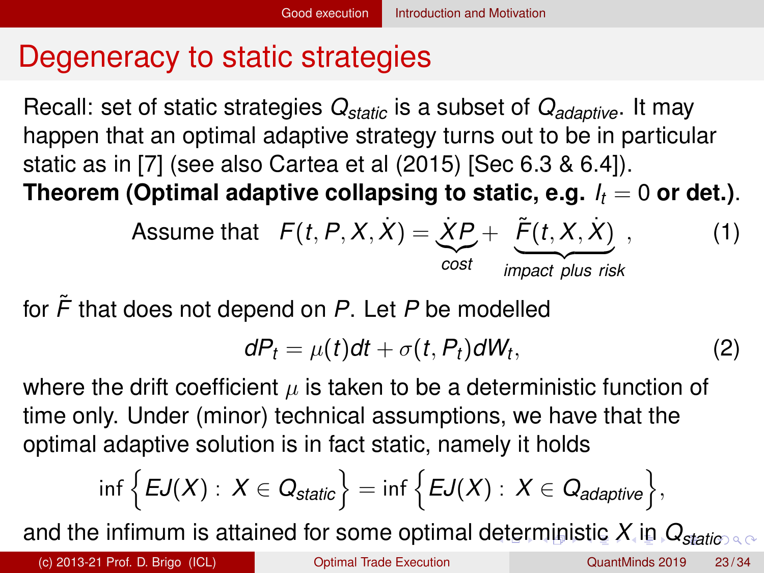# Degeneracy to static strategies

Recall: set of static strategies $Q_{static}$ is a subset of $Q_{adaptive}$. It may happen that an optimal adaptive strategy turns out to be in particular static as in [7] (see also Cartea et al (2015) [Sec 6.3 & 6.4]).

**Theorem (Optimal adaptive collapsing to static, e.g. $I_t = 0$ or det.)**.

$$\text{Assume that} \quad F(t, P, X, \dot{X}) = \underbrace{\dot{X} P}_{cost} + \underbrace{\tilde{F}(t, X, \dot{X})}_{impact\ plus\ risk}, \tag{1}$$

for $\tilde{F}$ that does not depend on $P$. Let $P$ be modelled

$$dP_t = \mu(t)dt + \sigma(t, P_t)dW_t, \tag{2}$$

where the drift coefficient $\mu$ is taken to be a deterministic function of time only. Under (minor) technical assumptions, we have that the optimal adaptive solution is in fact static, namely it holds

$$\inf\left\{EJ(X) : X \in Q_{static}\right\} = \inf\left\{EJ(X) : X \in Q_{adaptive}\right\},$$

and the infimum is attained for some optimal deterministic $X$ in $Q_{static}$.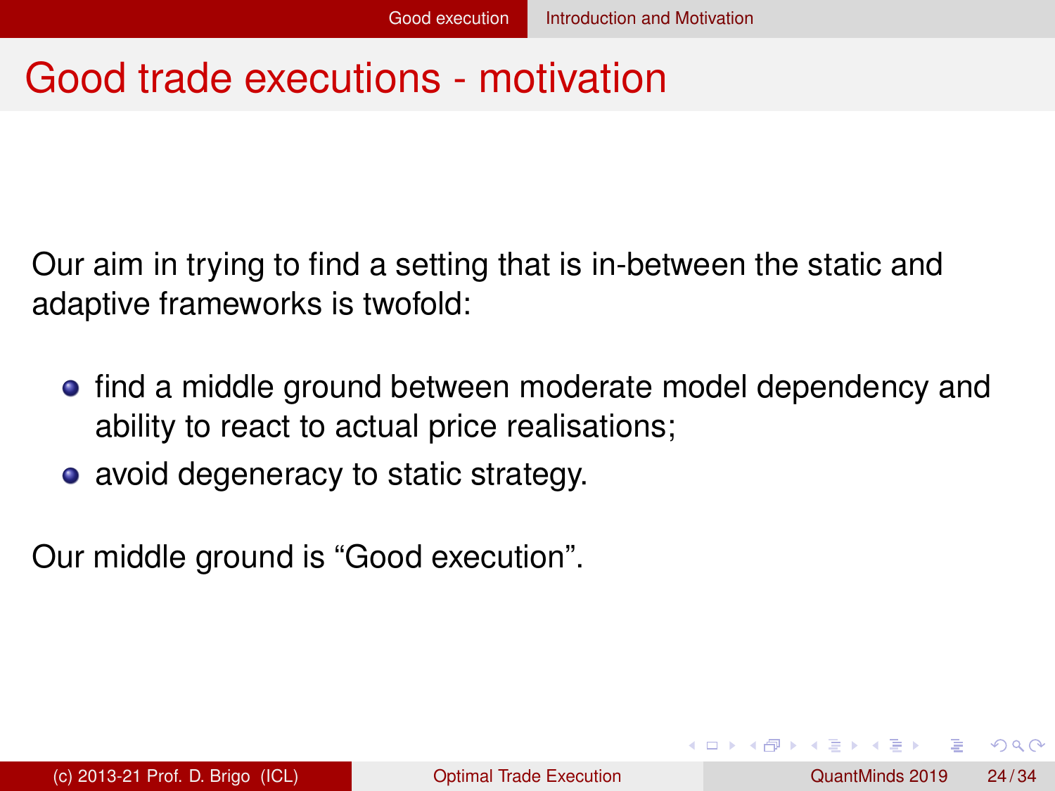# Good trade executions - motivation

Our aim in trying to find a setting that is in-between the static and adaptive frameworks is twofold:

- find a middle ground between moderate model dependency and ability to react to actual price realisations;
- avoid degeneracy to static strategy.

Our middle ground is “Good execution”.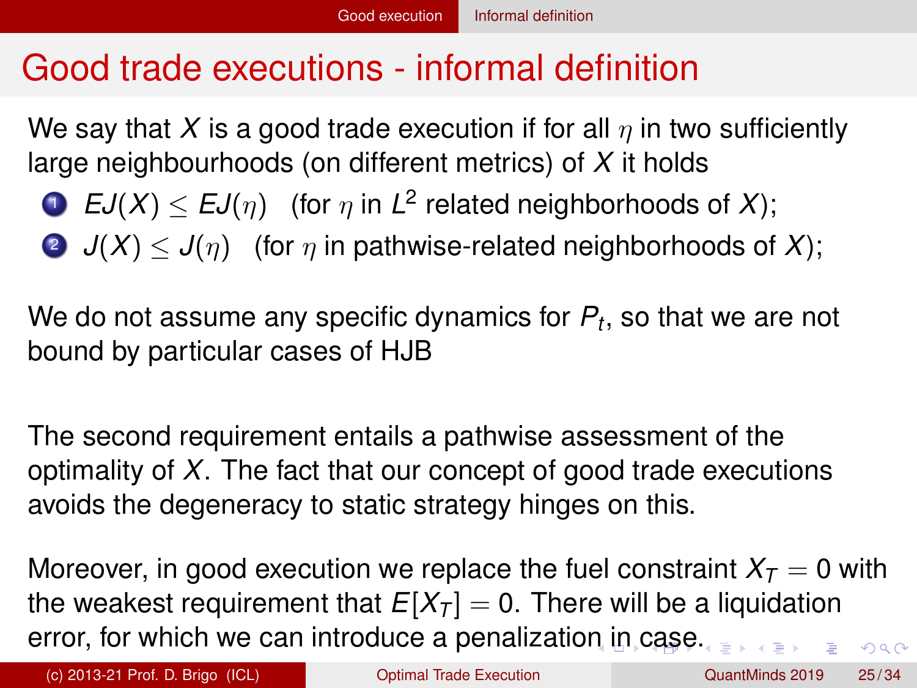# Good trade executions - informal definition

We say that $X$ is a good trade execution if for all $\eta$ in two sufficiently large neighbourhoods (on different metrics) of $X$ it holds

1. $EJ(X) \leq EJ(\eta)$ (for $\eta$ in $L^2$ related neighborhoods of $X$);
2. $J(X) \leq J(\eta)$ (for $\eta$ in pathwise-related neighborhoods of $X$);

We do not assume any specific dynamics for $P_t$, so that we are not bound by particular cases of HJB

The second requirement entails a pathwise assessment of the optimality of $X$. The fact that our concept of good trade executions avoids the degeneracy to static strategy hinges on this.

Moreover, in good execution we replace the fuel constraint $X_T = 0$ with the weakest requirement that $E[X_T] = 0$. There will be a liquidation error, for which we can introduce a penalization in case.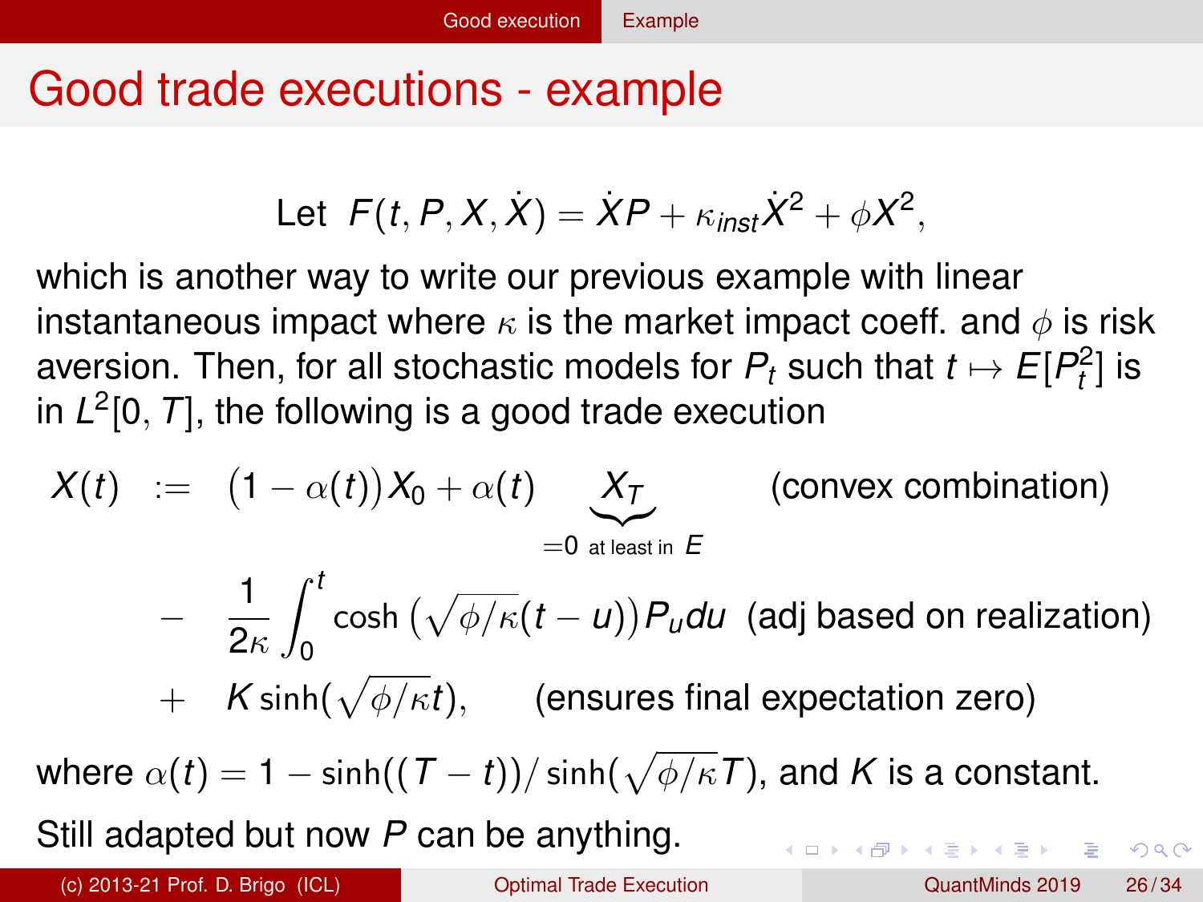# Good trade executions - example

$$\text{Let } F(t, P, X, \dot{X}) = \dot{X}P + \kappa_{inst}\dot{X}^2 + \phi X^2,$$

which is another way to write our previous example with linear instantaneous impact where $\kappa$ is the market impact coeff. and $\phi$ is risk aversion. Then, for all stochastic models for $P_t$ such that $t \mapsto E[P_t^2]$ is in $L^2[0, T]$, the following is a good trade execution

$$
\begin{aligned}
X(t) \quad := & \quad (1 - \alpha(t))X_0 + \alpha(t) \underbrace{X_T}_{=0 \text{ at least in } E} \qquad \text{(convex combination)} \\
& - \quad \frac{1}{2\kappa} \int_0^t \cosh\left(\sqrt{\phi/\kappa}(t-u)\right) P_u du \quad \text{(adj based on realization)} \\
& + \quad K \sinh(\sqrt{\phi/\kappa}t), \qquad \text{(ensures final expectation zero)}
\end{aligned}
$$

where $\alpha(t) = 1 - \sinh((T - t))/\sinh(\sqrt{\phi/\kappa}T)$, and $K$ is a constant.

Still adapted but now $P$ can be anything.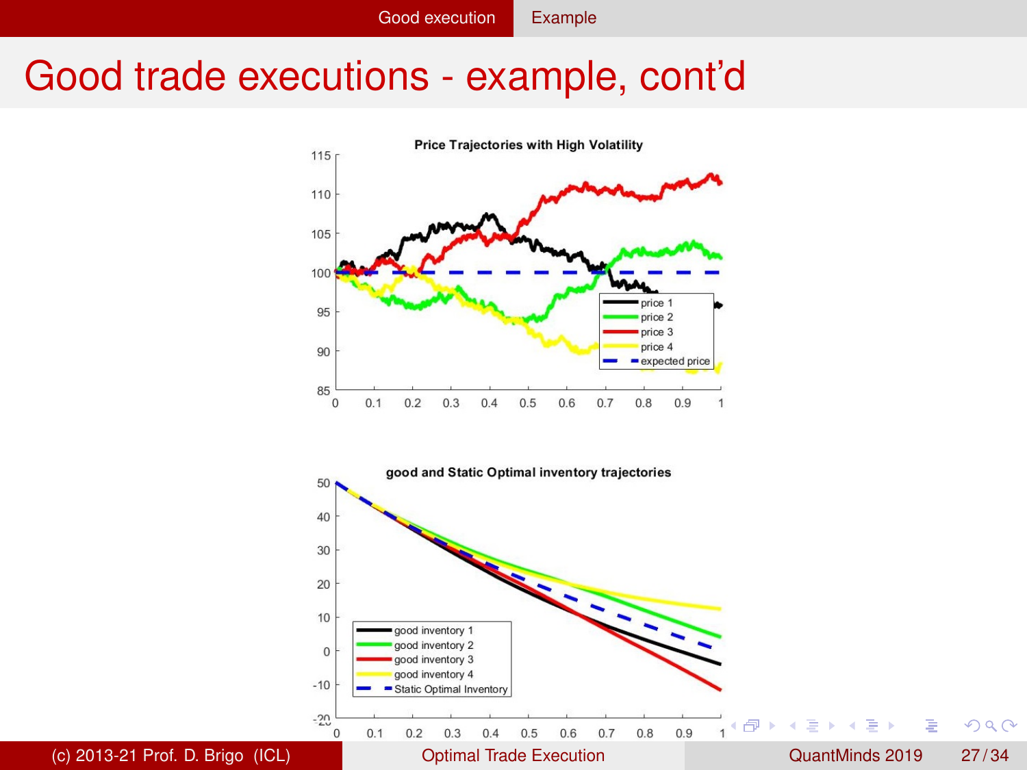# Good trade executions - example, cont'd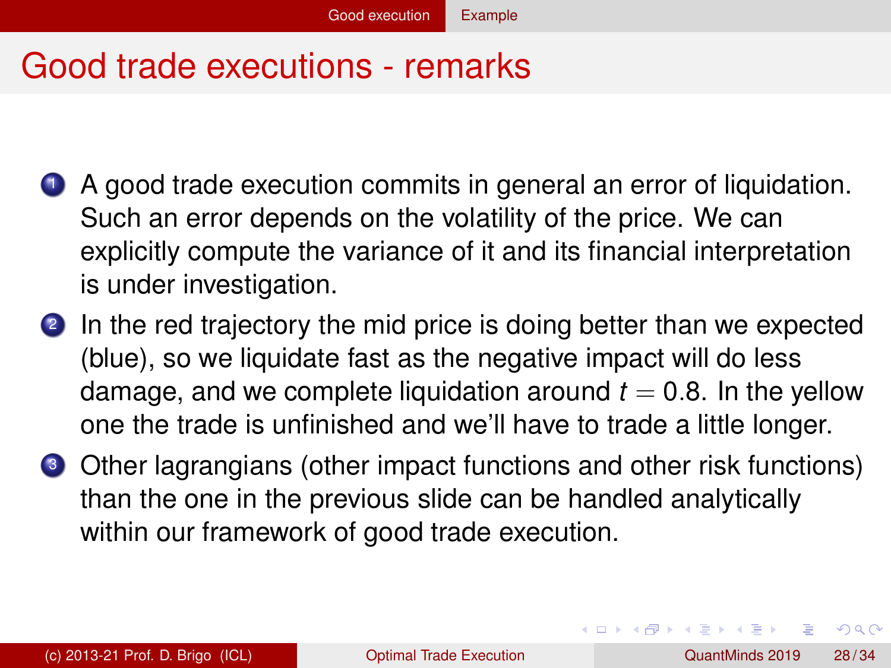# Good trade executions - remarks

1. A good trade execution commits in general an error of liquidation. Such an error depends on the volatility of the price. We can explicitly compute the variance of it and its financial interpretation is under investigation.
2. In the red trajectory the mid price is doing better than we expected (blue), so we liquidate fast as the negative impact will do less damage, and we complete liquidation around $t = 0.8$. In the yellow one the trade is unfinished and we'll have to trade a little longer.
3. Other lagrangians (other impact functions and other risk functions) than the one in the previous slide can be handled analytically within our framework of good trade execution.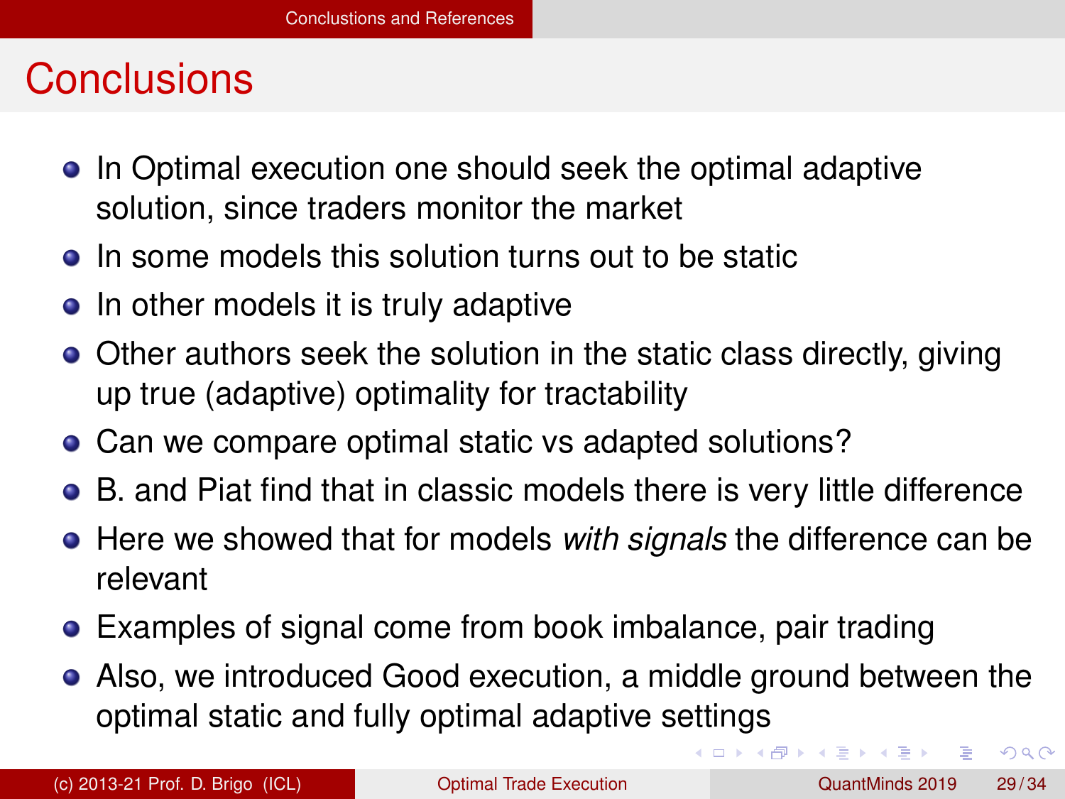# Conclusions

- In Optimal execution one should seek the optimal adaptive solution, since traders monitor the market
- In some models this solution turns out to be static
- In other models it is truly adaptive
- Other authors seek the solution in the static class directly, giving up true (adaptive) optimality for tractability
- Can we compare optimal static vs adapted solutions?
- B. and Piat find that in classic models there is very little difference
- Here we showed that for models *with signals* the difference can be relevant
- Examples of signal come from book imbalance, pair trading
- Also, we introduced Good execution, a middle ground between the optimal static and fully optimal adaptive settings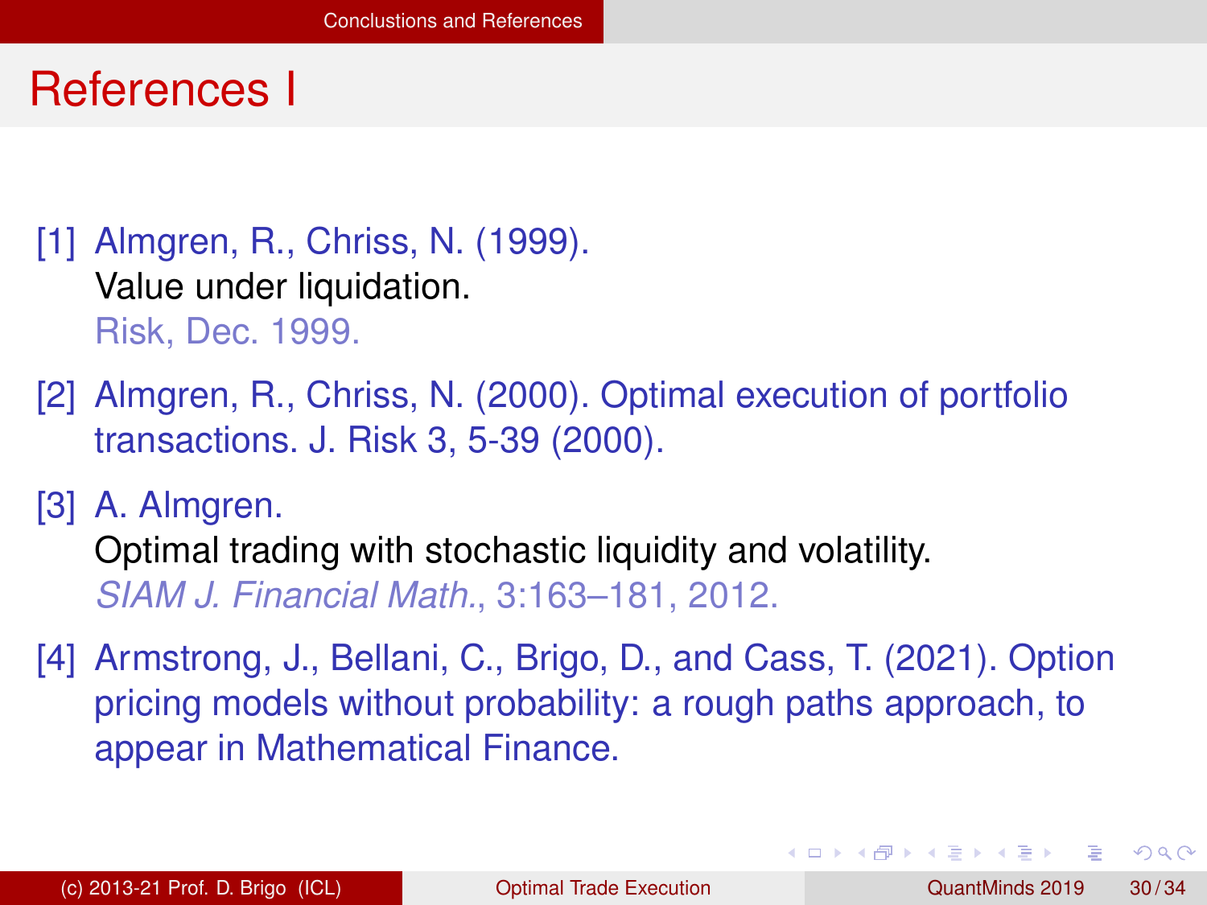# References I

[1] Almgren, R., Chriss, N. (1999).
Value under liquidation.
Risk, Dec. 1999.

[2] Almgren, R., Chriss, N. (2000). Optimal execution of portfolio transactions. J. Risk 3, 5-39 (2000).

[3] A. Almgren.
Optimal trading with stochastic liquidity and volatility.
*SIAM J. Financial Math.*, 3:163–181, 2012.

[4] Armstrong, J., Bellani, C., Brigo, D., and Cass, T. (2021). Option pricing models without probability: a rough paths approach, to appear in Mathematical Finance.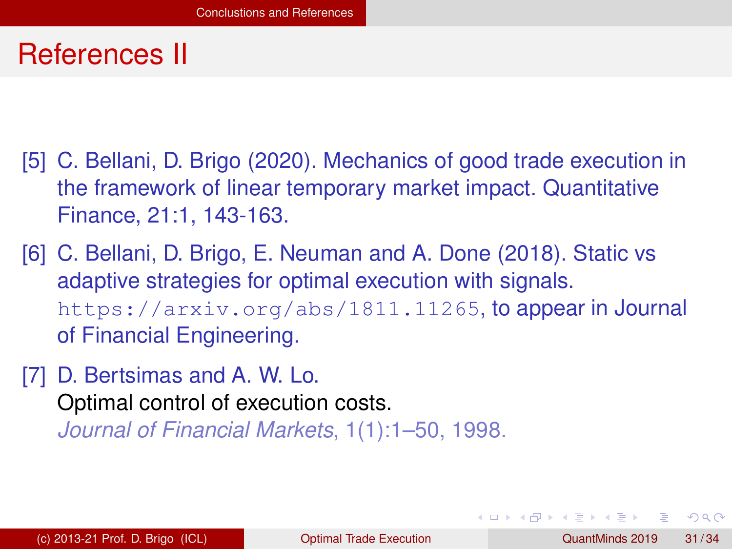# References II

[5] C. Bellani, D. Brigo (2020). Mechanics of good trade execution in the framework of linear temporary market impact. Quantitative Finance, 21:1, 143-163.

[6] C. Bellani, D. Brigo, E. Neuman and A. Done (2018). Static vs adaptive strategies for optimal execution with signals. `https://arxiv.org/abs/1811.11265`, to appear in Journal of Financial Engineering.

[7] D. Bertsimas and A. W. Lo.
Optimal control of execution costs.
*Journal of Financial Markets*, 1(1):1–50, 1998.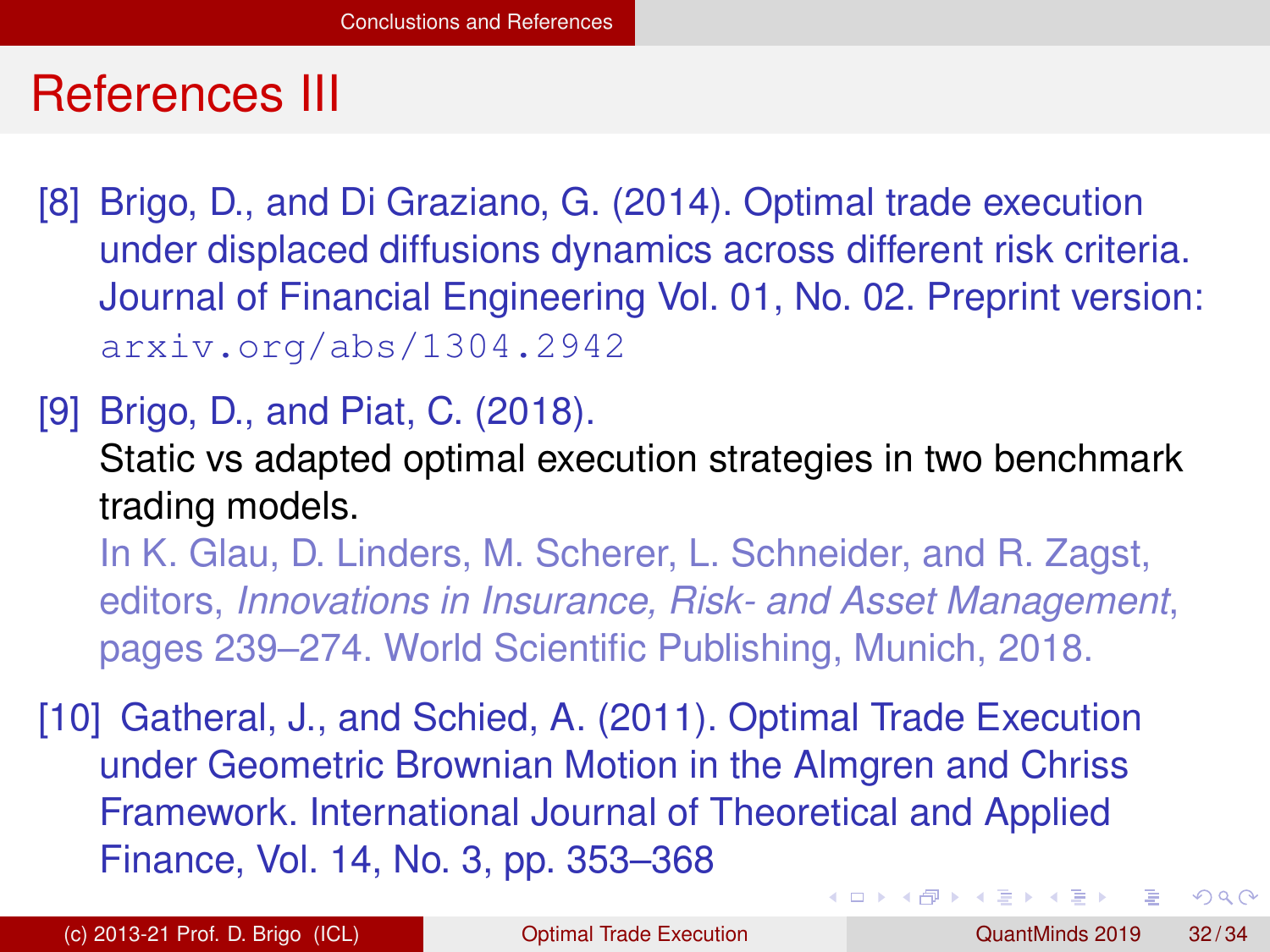# References III

[8] Brigo, D., and Di Graziano, G. (2014). Optimal trade execution under displaced diffusions dynamics across different risk criteria. Journal of Financial Engineering Vol. 01, No. 02. Preprint version: arxiv.org/abs/1304.2942

[9] Brigo, D., and Piat, C. (2018).
Static vs adapted optimal execution strategies in two benchmark trading models.
In K. Glau, D. Linders, M. Scherer, L. Schneider, and R. Zagst, editors, *Innovations in Insurance, Risk- and Asset Management*, pages 239–274. World Scientific Publishing, Munich, 2018.

[10] Gatheral, J., and Schied, A. (2011). Optimal Trade Execution under Geometric Brownian Motion in the Almgren and Chriss Framework. International Journal of Theoretical and Applied Finance, Vol. 14, No. 3, pp. 353–368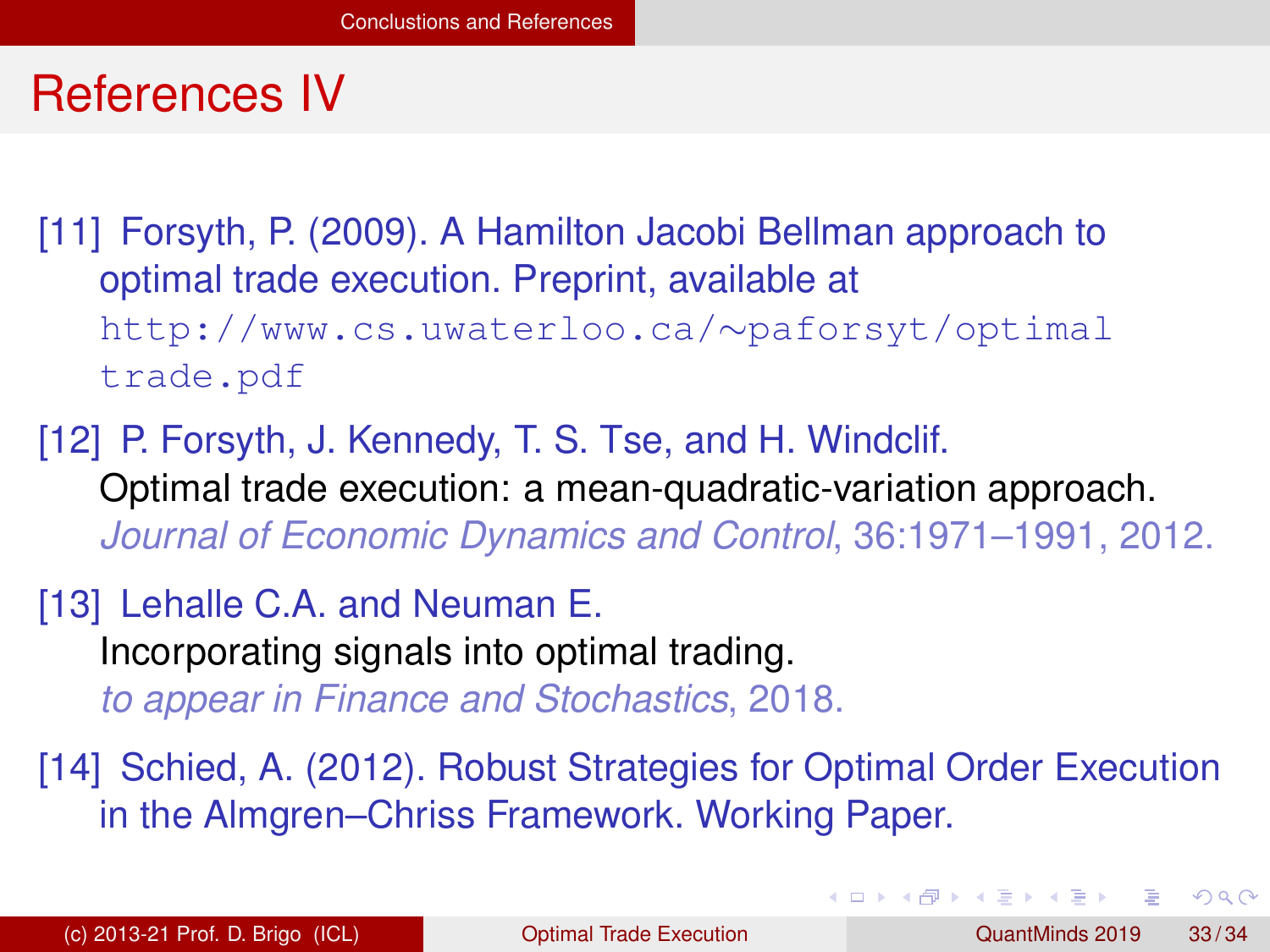# References IV

[11] Forsyth, P. (2009). A Hamilton Jacobi Bellman approach to optimal trade execution. Preprint, available at `http://www.cs.uwaterloo.ca/~paforsyt/optimaltrade.pdf`

[12] P. Forsyth, J. Kennedy, T. S. Tse, and H. Windclif. Optimal trade execution: a mean-quadratic-variation approach. *Journal of Economic Dynamics and Control*, 36:1971–1991, 2012.

[13] Lehalle C.A. and Neuman E. Incorporating signals into optimal trading. *to appear in Finance and Stochastics*, 2018.

[14] Schied, A. (2012). Robust Strategies for Optimal Order Execution in the Almgren–Chriss Framework. Working Paper.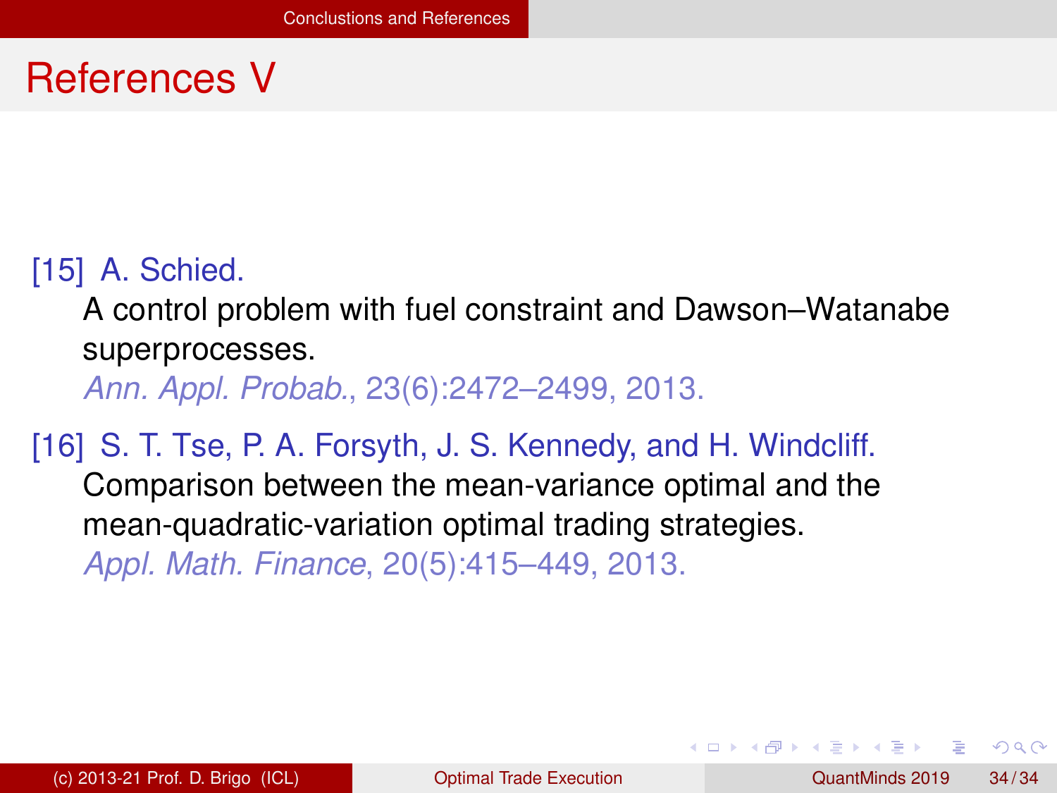# References V

[15] A. Schied.
A control problem with fuel constraint and Dawson–Watanabe superprocesses.
*Ann. Appl. Probab.*, 23(6):2472–2499, 2013.

[16] S. T. Tse, P. A. Forsyth, J. S. Kennedy, and H. Windcliff.
Comparison between the mean-variance optimal and the mean-quadratic-variation optimal trading strategies.
*Appl. Math. Finance*, 20(5):415–449, 2013.